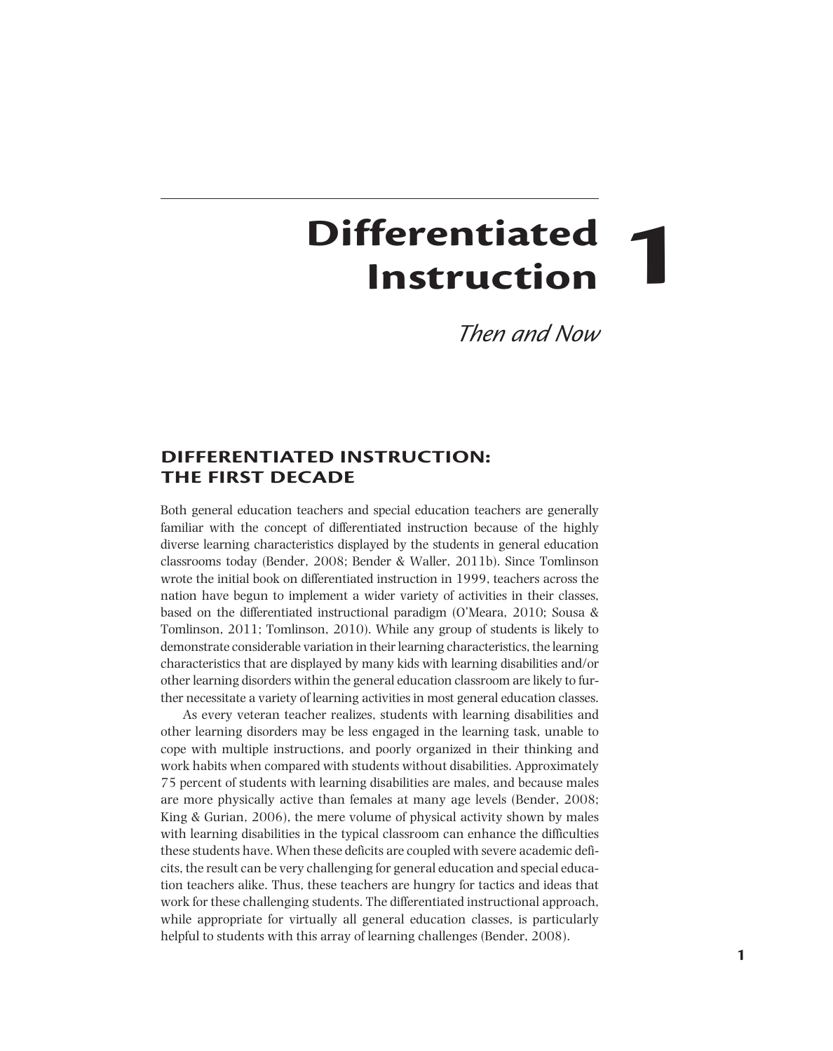# 1 Differentiated Instruction

*Then and Now*

## DIFFERENTIATED INSTRUCTION: THE FIRST DECADE

Both general education teachers and special education teachers are generally familiar with the concept of differentiated instruction because of the highly diverse learning characteristics displayed by the students in general education classrooms today (Bender, 2008; Bender & Waller, 2011b). Since Tomlinson wrote the initial book on differentiated instruction in 1999, teachers across the nation have begun to implement a wider variety of activities in their classes, based on the differentiated instructional paradigm (O'Meara, 2010; Sousa & Tomlinson, 2011; Tomlinson, 2010). While any group of students is likely to demonstrate considerable variation in their learning characteristics, the learning characteristics that are displayed by many kids with learning disabilities and/or other learning disorders within the general education classroom are likely to further necessitate a variety of learning activities in most general education classes.

As every veteran teacher realizes, students with learning disabilities and other learning disorders may be less engaged in the learning task, unable to cope with multiple instructions, and poorly organized in their thinking and work habits when compared with students without disabilities. Approximately 75 percent of students with learning disabilities are males, and because males are more physically active than females at many age levels (Bender, 2008; King & Gurian, 2006), the mere volume of physical activity shown by males with learning disabilities in the typical classroom can enhance the difficulties these students have. When these deficits are coupled with severe academic deficits, the result can be very challenging for general education and special education teachers alike. Thus, these teachers are hungry for tactics and ideas that work for these challenging students. The differentiated instructional approach, while appropriate for virtually all general education classes, is particularly helpful to students with this array of learning challenges (Bender, 2008).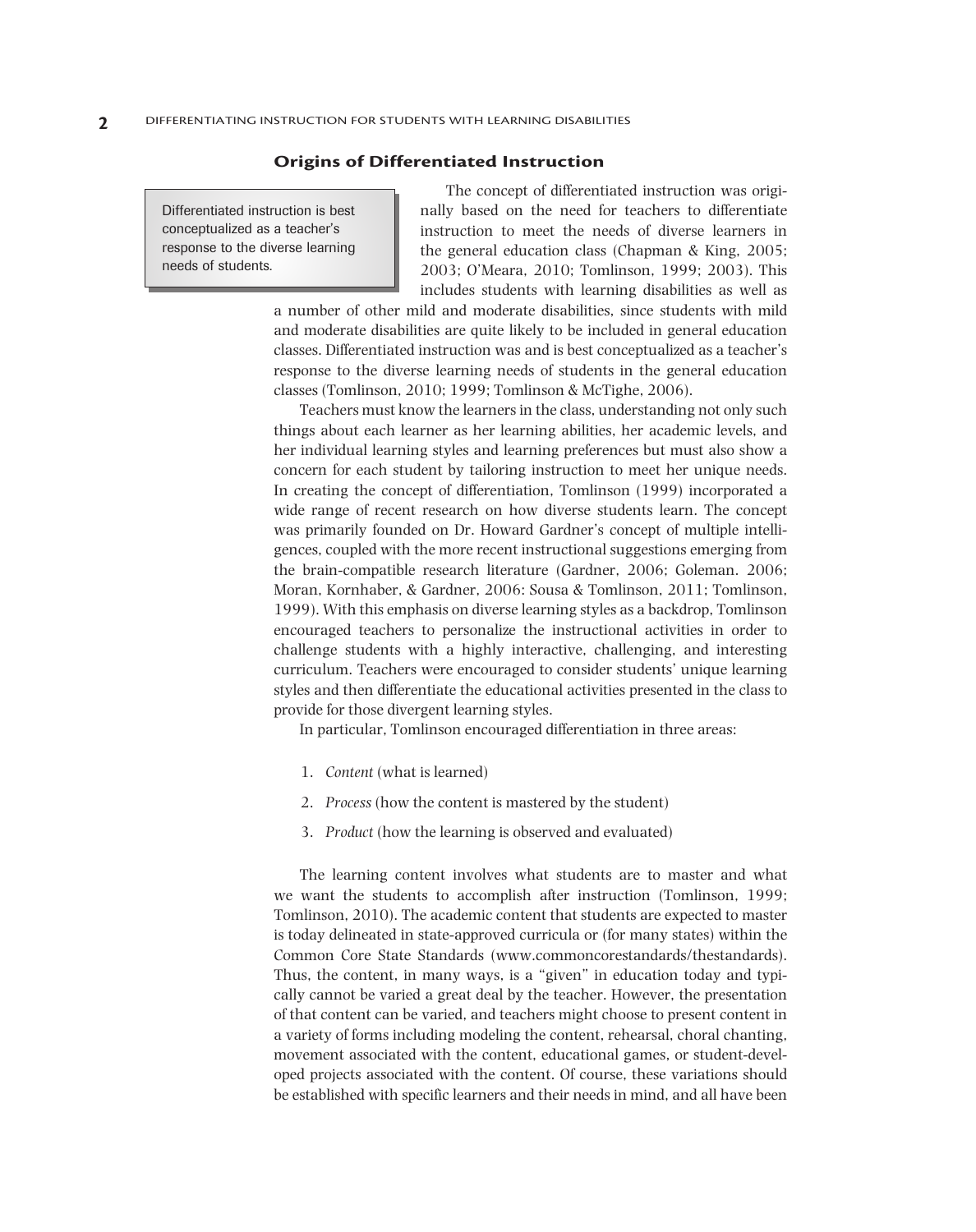### Origins of Differentiated Instruction

> Differentiated instruction is best conceptualized as a teacher's response to the diverse learning needs of students.

The concept of differentiated instruction was originally based on the need for teachers to differentiate instruction to meet the needs of diverse learners in the general education class (Chapman & King, 2005; 2003; O'Meara, 2010; Tomlinson, 1999; 2003). This includes students with learning disabilities as well as a number of other mild and moderate disabilities, since students with mild and moderate disabilities are quite likely to be included in general education classes. Differentiated instruction was and is best conceptualized as a teacher's response to the diverse learning needs of students in the general education classes (Tomlinson, 2010; 1999; Tomlinson & McTighe, 2006).

Teachers must know the learners in the class, understanding not only such things about each learner as her learning abilities, her academic levels, and her individual learning styles and learning preferences but must also show a concern for each student by tailoring instruction to meet her unique needs. In creating the concept of differentiation, Tomlinson (1999) incorporated a wide range of recent research on how diverse students learn. The concept was primarily founded on Dr. Howard Gardner's concept of multiple intelligences, coupled with the more recent instructional suggestions emerging from the brain-compatible research literature (Gardner, 2006; Goleman. 2006; Moran, Kornhaber, & Gardner, 2006: Sousa & Tomlinson, 2011; Tomlinson, 1999). With this emphasis on diverse learning styles as a backdrop, Tomlinson encouraged teachers to personalize the instructional activities in order to challenge students with a highly interactive, challenging, and interesting curriculum. Teachers were encouraged to consider students' unique learning styles and then differentiate the educational activities presented in the class to provide for those divergent learning styles.

In particular, Tomlinson encouraged differentiation in three areas:

1. *Content* (what is learned)
2. *Process* (how the content is mastered by the student)
3. *Product* (how the learning is observed and evaluated)

The learning content involves what students are to master and what we want the students to accomplish after instruction (Tomlinson, 1999; Tomlinson, 2010). The academic content that students are expected to master is today delineated in state-approved curricula or (for many states) within the Common Core State Standards (www.commoncorestandards/thestandards). Thus, the content, in many ways, is a "given" in education today and typically cannot be varied a great deal by the teacher. However, the presentation of that content can be varied, and teachers might choose to present content in a variety of forms including modeling the content, rehearsal, choral chanting, movement associated with the content, educational games, or student-developed projects associated with the content. Of course, these variations should be established with specific learners and their needs in mind, and all have been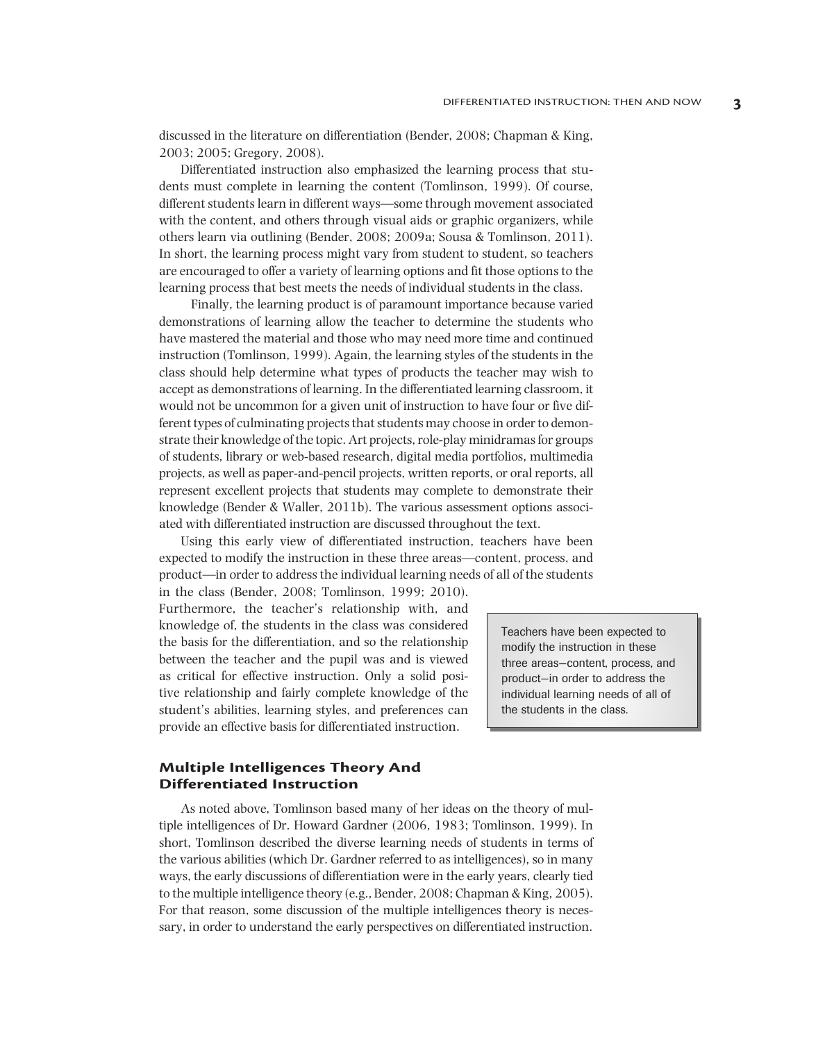discussed in the literature on differentiation (Bender, 2008; Chapman & King, 2003; 2005; Gregory, 2008).

Differentiated instruction also emphasized the learning process that students must complete in learning the content (Tomlinson, 1999). Of course, different students learn in different ways—some through movement associated with the content, and others through visual aids or graphic organizers, while others learn via outlining (Bender, 2008; 2009a; Sousa & Tomlinson, 2011). In short, the learning process might vary from student to student, so teachers are encouraged to offer a variety of learning options and fit those options to the learning process that best meets the needs of individual students in the class.

Finally, the learning product is of paramount importance because varied demonstrations of learning allow the teacher to determine the students who have mastered the material and those who may need more time and continued instruction (Tomlinson, 1999). Again, the learning styles of the students in the class should help determine what types of products the teacher may wish to accept as demonstrations of learning. In the differentiated learning classroom, it would not be uncommon for a given unit of instruction to have four or five different types of culminating projects that students may choose in order to demonstrate their knowledge of the topic. Art projects, role-play minidramas for groups of students, library or web-based research, digital media portfolios, multimedia projects, as well as paper-and-pencil projects, written reports, or oral reports, all represent excellent projects that students may complete to demonstrate their knowledge (Bender & Waller, 2011b). The various assessment options associated with differentiated instruction are discussed throughout the text.

Using this early view of differentiated instruction, teachers have been expected to modify the instruction in these three areas—content, process, and product—in order to address the individual learning needs of all of the students in the class (Bender, 2008; Tomlinson, 1999; 2010). Furthermore, the teacher's relationship with, and knowledge of, the students in the class was considered the basis for the differentiation, and so the relationship between the teacher and the pupil was and is viewed as critical for effective instruction. Only a solid positive relationship and fairly complete knowledge of the student's abilities, learning styles, and preferences can provide an effective basis for differentiated instruction.

> Teachers have been expected to modify the instruction in these three areas—content, process, and product—in order to address the individual learning needs of all of the students in the class.

## Multiple Intelligences Theory And Differentiated Instruction

As noted above, Tomlinson based many of her ideas on the theory of multiple intelligences of Dr. Howard Gardner (2006, 1983; Tomlinson, 1999). In short, Tomlinson described the diverse learning needs of students in terms of the various abilities (which Dr. Gardner referred to as intelligences), so in many ways, the early discussions of differentiation were in the early years, clearly tied to the multiple intelligence theory (e.g., Bender, 2008; Chapman & King, 2005). For that reason, some discussion of the multiple intelligences theory is necessary, in order to understand the early perspectives on differentiated instruction.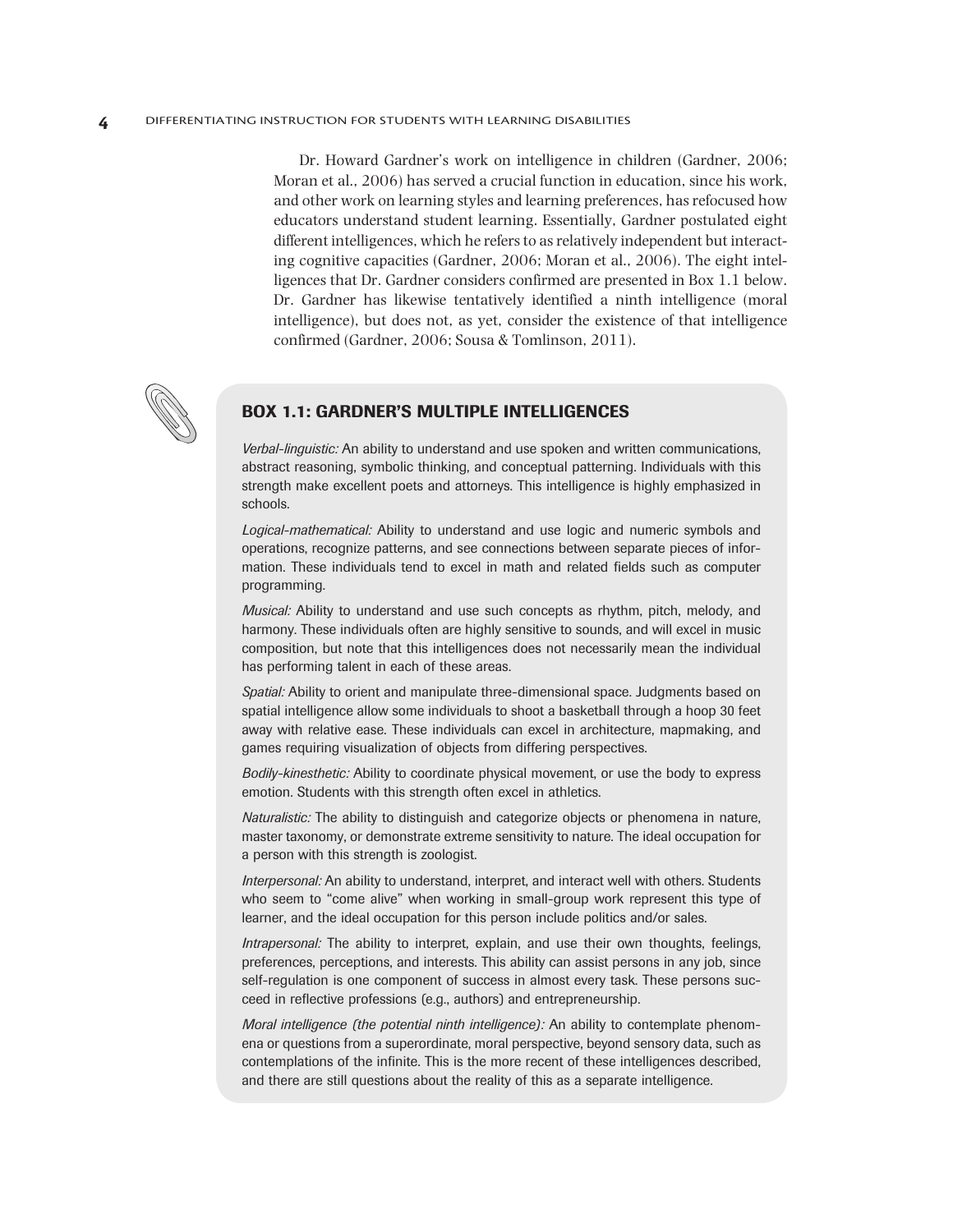Dr. Howard Gardner's work on intelligence in children (Gardner, 2006; Moran et al., 2006) has served a crucial function in education, since his work, and other work on learning styles and learning preferences, has refocused how educators understand student learning. Essentially, Gardner postulated eight different intelligences, which he refers to as relatively independent but interacting cognitive capacities (Gardner, 2006; Moran et al., 2006). The eight intelligences that Dr. Gardner considers confirmed are presented in Box 1.1 below. Dr. Gardner has likewise tentatively identified a ninth intelligence (moral intelligence), but does not, as yet, consider the existence of that intelligence confirmed (Gardner, 2006; Sousa & Tomlinson, 2011).

### BOX 1.1: GARDNER'S MULTIPLE INTELLIGENCES

*Verbal-linguistic:* An ability to understand and use spoken and written communications, abstract reasoning, symbolic thinking, and conceptual patterning. Individuals with this strength make excellent poets and attorneys. This intelligence is highly emphasized in schools.

*Logical-mathematical:* Ability to understand and use logic and numeric symbols and operations, recognize patterns, and see connections between separate pieces of information. These individuals tend to excel in math and related fields such as computer programming.

*Musical:* Ability to understand and use such concepts as rhythm, pitch, melody, and harmony. These individuals often are highly sensitive to sounds, and will excel in music composition, but note that this intelligences does not necessarily mean the individual has performing talent in each of these areas.

*Spatial:* Ability to orient and manipulate three-dimensional space. Judgments based on spatial intelligence allow some individuals to shoot a basketball through a hoop 30 feet away with relative ease. These individuals can excel in architecture, mapmaking, and games requiring visualization of objects from differing perspectives.

*Bodily-kinesthetic:* Ability to coordinate physical movement, or use the body to express emotion. Students with this strength often excel in athletics.

*Naturalistic:* The ability to distinguish and categorize objects or phenomena in nature, master taxonomy, or demonstrate extreme sensitivity to nature. The ideal occupation for a person with this strength is zoologist.

*Interpersonal:* An ability to understand, interpret, and interact well with others. Students who seem to "come alive" when working in small-group work represent this type of learner, and the ideal occupation for this person include politics and/or sales.

*Intrapersonal:* The ability to interpret, explain, and use their own thoughts, feelings, preferences, perceptions, and interests. This ability can assist persons in any job, since self-regulation is one component of success in almost every task. These persons succeed in reflective professions (e.g., authors) and entrepreneurship.

*Moral intelligence (the potential ninth intelligence):* An ability to contemplate phenomena or questions from a superordinate, moral perspective, beyond sensory data, such as contemplations of the infinite. This is the more recent of these intelligences described, and there are still questions about the reality of this as a separate intelligence.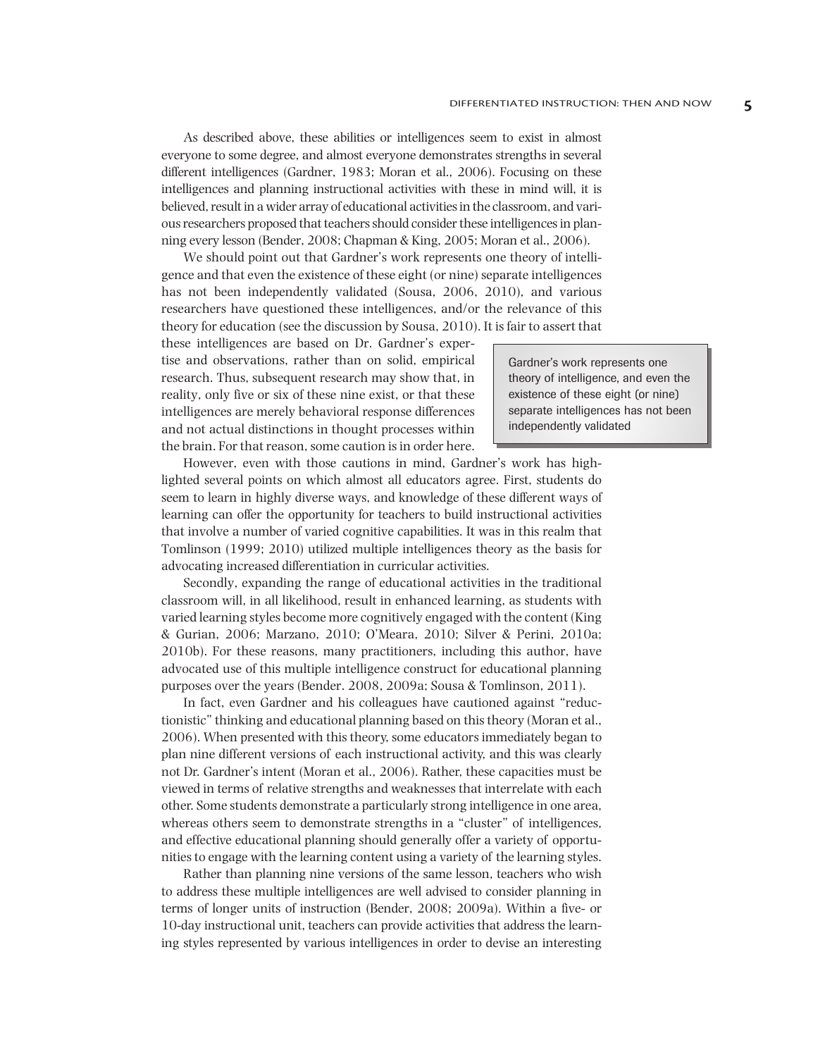As described above, these abilities or intelligences seem to exist in almost everyone to some degree, and almost everyone demonstrates strengths in several different intelligences (Gardner, 1983; Moran et al., 2006). Focusing on these intelligences and planning instructional activities with these in mind will, it is believed, result in a wider array of educational activities in the classroom, and various researchers proposed that teachers should consider these intelligences in planning every lesson (Bender, 2008; Chapman & King, 2005; Moran et al., 2006).

We should point out that Gardner's work represents one theory of intelligence and that even the existence of these eight (or nine) separate intelligences has not been independently validated (Sousa, 2006, 2010), and various researchers have questioned these intelligences, and/or the relevance of this theory for education (see the discussion by Sousa, 2010). It is fair to assert that these intelligences are based on Dr. Gardner's expertise and observations, rather than on solid, empirical research. Thus, subsequent research may show that, in reality, only five or six of these nine exist, or that these intelligences are merely behavioral response differences and not actual distinctions in thought processes within the brain. For that reason, some caution is in order here.

> Gardner's work represents one theory of intelligence, and even the existence of these eight (or nine) separate intelligences has not been independently validated

However, even with those cautions in mind, Gardner's work has highlighted several points on which almost all educators agree. First, students do seem to learn in highly diverse ways, and knowledge of these different ways of learning can offer the opportunity for teachers to build instructional activities that involve a number of varied cognitive capabilities. It was in this realm that Tomlinson (1999; 2010) utilized multiple intelligences theory as the basis for advocating increased differentiation in curricular activities.

Secondly, expanding the range of educational activities in the traditional classroom will, in all likelihood, result in enhanced learning, as students with varied learning styles become more cognitively engaged with the content (King & Gurian, 2006; Marzano, 2010; O'Meara, 2010; Silver & Perini, 2010a; 2010b). For these reasons, many practitioners, including this author, have advocated use of this multiple intelligence construct for educational planning purposes over the years (Bender. 2008, 2009a; Sousa & Tomlinson, 2011).

In fact, even Gardner and his colleagues have cautioned against "reductionistic" thinking and educational planning based on this theory (Moran et al., 2006). When presented with this theory, some educators immediately began to plan nine different versions of each instructional activity, and this was clearly not Dr. Gardner's intent (Moran et al., 2006). Rather, these capacities must be viewed in terms of relative strengths and weaknesses that interrelate with each other. Some students demonstrate a particularly strong intelligence in one area, whereas others seem to demonstrate strengths in a "cluster" of intelligences, and effective educational planning should generally offer a variety of opportunities to engage with the learning content using a variety of the learning styles.

Rather than planning nine versions of the same lesson, teachers who wish to address these multiple intelligences are well advised to consider planning in terms of longer units of instruction (Bender, 2008; 2009a). Within a five- or 10-day instructional unit, teachers can provide activities that address the learning styles represented by various intelligences in order to devise an interesting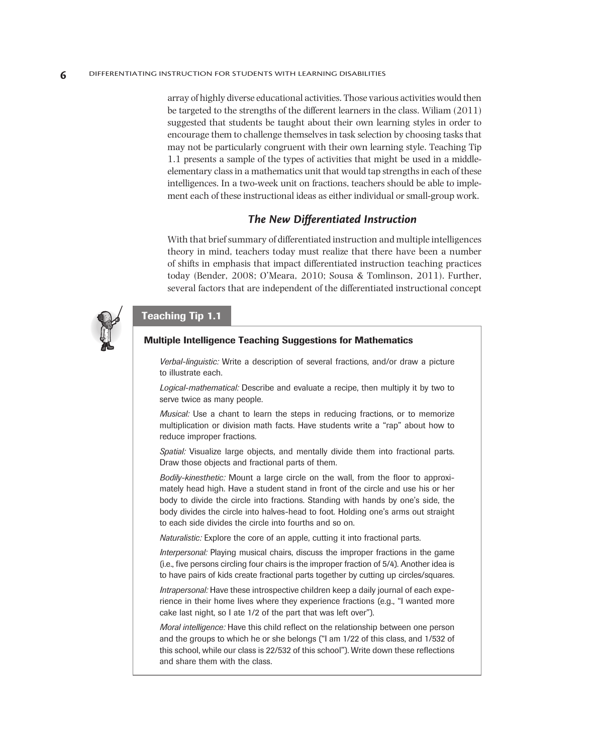array of highly diverse educational activities. Those various activities would then be targeted to the strengths of the different learners in the class. Wiliam (2011) suggested that students be taught about their own learning styles in order to encourage them to challenge themselves in task selection by choosing tasks that may not be particularly congruent with their own learning style. Teaching Tip 1.1 presents a sample of the types of activities that might be used in a middle-elementary class in a mathematics unit that would tap strengths in each of these intelligences. In a two-week unit on fractions, teachers should be able to implement each of these instructional ideas as either individual or small-group work.

### *The New Differentiated Instruction*

With that brief summary of differentiated instruction and multiple intelligences theory in mind, teachers today must realize that there have been a number of shifts in emphasis that impact differentiated instruction teaching practices today (Bender, 2008; O'Meara, 2010; Sousa & Tomlinson, 2011). Further, several factors that are independent of the differentiated instructional concept

**Teaching Tip 1.1**

**Multiple Intelligence Teaching Suggestions for Mathematics**

*Verbal-linguistic:* Write a description of several fractions, and/or draw a picture to illustrate each.

*Logical-mathematical:* Describe and evaluate a recipe, then multiply it by two to serve twice as many people.

*Musical:* Use a chant to learn the steps in reducing fractions, or to memorize multiplication or division math facts. Have students write a "rap" about how to reduce improper fractions.

*Spatial:* Visualize large objects, and mentally divide them into fractional parts. Draw those objects and fractional parts of them.

*Bodily-kinesthetic:* Mount a large circle on the wall, from the floor to approximately head high. Have a student stand in front of the circle and use his or her body to divide the circle into fractions. Standing with hands by one's side, the body divides the circle into halves-head to foot. Holding one's arms out straight to each side divides the circle into fourths and so on.

*Naturalistic:* Explore the core of an apple, cutting it into fractional parts.

*Interpersonal:* Playing musical chairs, discuss the improper fractions in the game (i.e., five persons circling four chairs is the improper fraction of 5/4). Another idea is to have pairs of kids create fractional parts together by cutting up circles/squares.

*Intrapersonal:* Have these introspective children keep a daily journal of each experience in their home lives where they experience fractions (e.g., "I wanted more cake last night, so I ate 1/2 of the part that was left over").

*Moral intelligence:* Have this child reflect on the relationship between one person and the groups to which he or she belongs ("I am 1/22 of this class, and 1/532 of this school, while our class is 22/532 of this school"). Write down these reflections and share them with the class.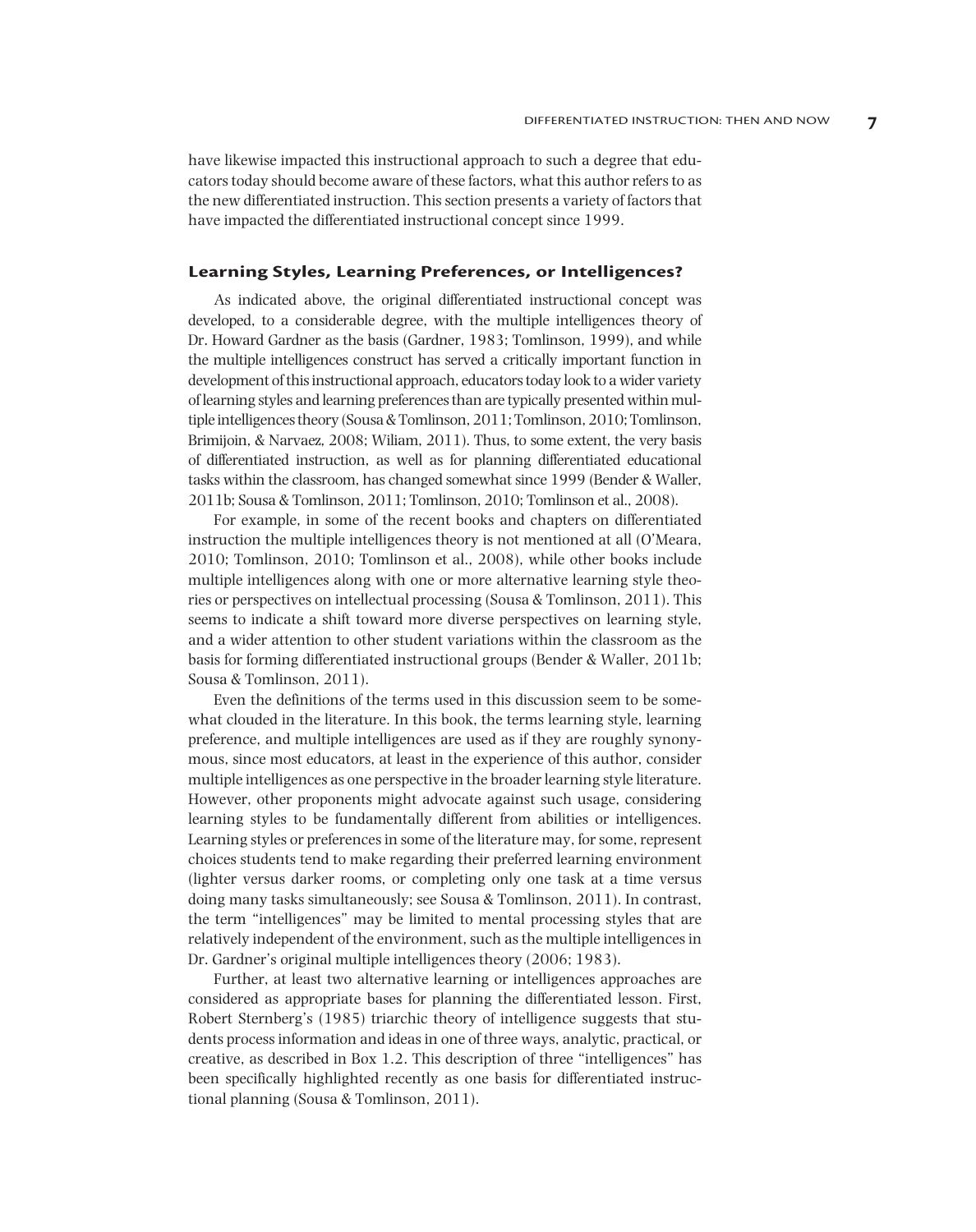have likewise impacted this instructional approach to such a degree that educators today should become aware of these factors, what this author refers to as the new differentiated instruction. This section presents a variety of factors that have impacted the differentiated instructional concept since 1999.

### Learning Styles, Learning Preferences, or Intelligences?

As indicated above, the original differentiated instructional concept was developed, to a considerable degree, with the multiple intelligences theory of Dr. Howard Gardner as the basis (Gardner, 1983; Tomlinson, 1999), and while the multiple intelligences construct has served a critically important function in development of this instructional approach, educators today look to a wider variety of learning styles and learning preferences than are typically presented within multiple intelligences theory (Sousa & Tomlinson, 2011; Tomlinson, 2010; Tomlinson, Brimijoin, & Narvaez, 2008; Wiliam, 2011). Thus, to some extent, the very basis of differentiated instruction, as well as for planning differentiated educational tasks within the classroom, has changed somewhat since 1999 (Bender & Waller, 2011b; Sousa & Tomlinson, 2011; Tomlinson, 2010; Tomlinson et al., 2008).

For example, in some of the recent books and chapters on differentiated instruction the multiple intelligences theory is not mentioned at all (O'Meara, 2010; Tomlinson, 2010; Tomlinson et al., 2008), while other books include multiple intelligences along with one or more alternative learning style theories or perspectives on intellectual processing (Sousa & Tomlinson, 2011). This seems to indicate a shift toward more diverse perspectives on learning style, and a wider attention to other student variations within the classroom as the basis for forming differentiated instructional groups (Bender & Waller, 2011b; Sousa & Tomlinson, 2011).

Even the definitions of the terms used in this discussion seem to be somewhat clouded in the literature. In this book, the terms learning style, learning preference, and multiple intelligences are used as if they are roughly synonymous, since most educators, at least in the experience of this author, consider multiple intelligences as one perspective in the broader learning style literature. However, other proponents might advocate against such usage, considering learning styles to be fundamentally different from abilities or intelligences. Learning styles or preferences in some of the literature may, for some, represent choices students tend to make regarding their preferred learning environment (lighter versus darker rooms, or completing only one task at a time versus doing many tasks simultaneously; see Sousa & Tomlinson, 2011). In contrast, the term "intelligences" may be limited to mental processing styles that are relatively independent of the environment, such as the multiple intelligences in Dr. Gardner's original multiple intelligences theory (2006; 1983).

Further, at least two alternative learning or intelligences approaches are considered as appropriate bases for planning the differentiated lesson. First, Robert Sternberg's (1985) triarchic theory of intelligence suggests that students process information and ideas in one of three ways, analytic, practical, or creative, as described in Box 1.2. This description of three "intelligences" has been specifically highlighted recently as one basis for differentiated instructional planning (Sousa & Tomlinson, 2011).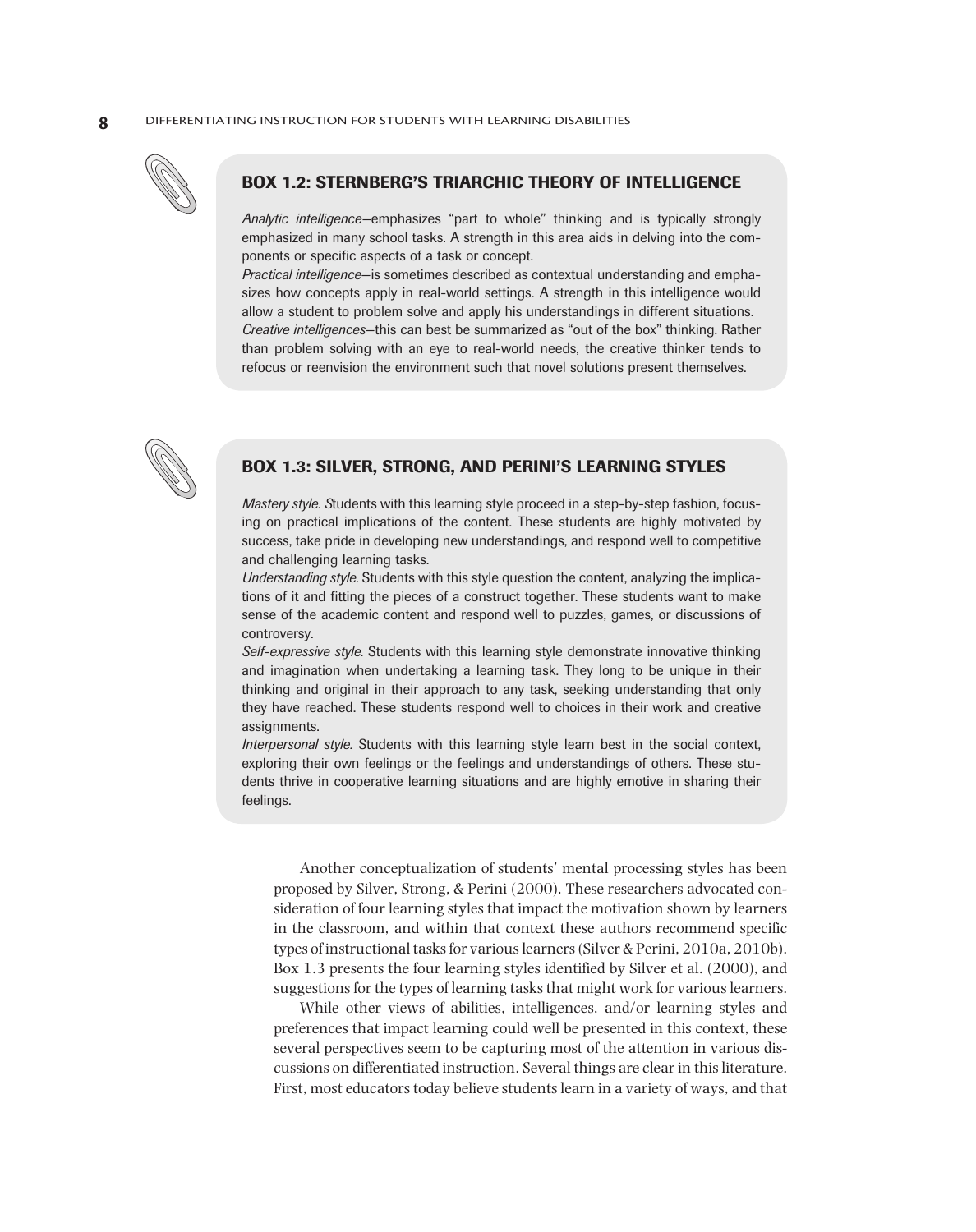### BOX 1.2: STERNBERG'S TRIARCHIC THEORY OF INTELLIGENCE

*Analytic intelligence*—emphasizes "part to whole" thinking and is typically strongly emphasized in many school tasks. A strength in this area aids in delving into the components or specific aspects of a task or concept.

*Practical intelligence*—is sometimes described as contextual understanding and emphasizes how concepts apply in real-world settings. A strength in this intelligence would allow a student to problem solve and apply his understandings in different situations.

*Creative intelligences*—this can best be summarized as "out of the box" thinking. Rather than problem solving with an eye to real-world needs, the creative thinker tends to refocus or reenvision the environment such that novel solutions present themselves.

### BOX 1.3: SILVER, STRONG, AND PERINI'S LEARNING STYLES

*Mastery style. S*tudents with this learning style proceed in a step-by-step fashion, focusing on practical implications of the content. These students are highly motivated by success, take pride in developing new understandings, and respond well to competitive and challenging learning tasks.

*Understanding style.* Students with this style question the content, analyzing the implications of it and fitting the pieces of a construct together. These students want to make sense of the academic content and respond well to puzzles, games, or discussions of controversy.

*Self-expressive style.* Students with this learning style demonstrate innovative thinking and imagination when undertaking a learning task. They long to be unique in their thinking and original in their approach to any task, seeking understanding that only they have reached. These students respond well to choices in their work and creative assignments.

*Interpersonal style.* Students with this learning style learn best in the social context, exploring their own feelings or the feelings and understandings of others. These students thrive in cooperative learning situations and are highly emotive in sharing their feelings.

Another conceptualization of students' mental processing styles has been proposed by Silver, Strong, & Perini (2000). These researchers advocated consideration of four learning styles that impact the motivation shown by learners in the classroom, and within that context these authors recommend specific types of instructional tasks for various learners (Silver & Perini, 2010a, 2010b). Box 1.3 presents the four learning styles identified by Silver et al. (2000), and suggestions for the types of learning tasks that might work for various learners.

While other views of abilities, intelligences, and/or learning styles and preferences that impact learning could well be presented in this context, these several perspectives seem to be capturing most of the attention in various discussions on differentiated instruction. Several things are clear in this literature. First, most educators today believe students learn in a variety of ways, and that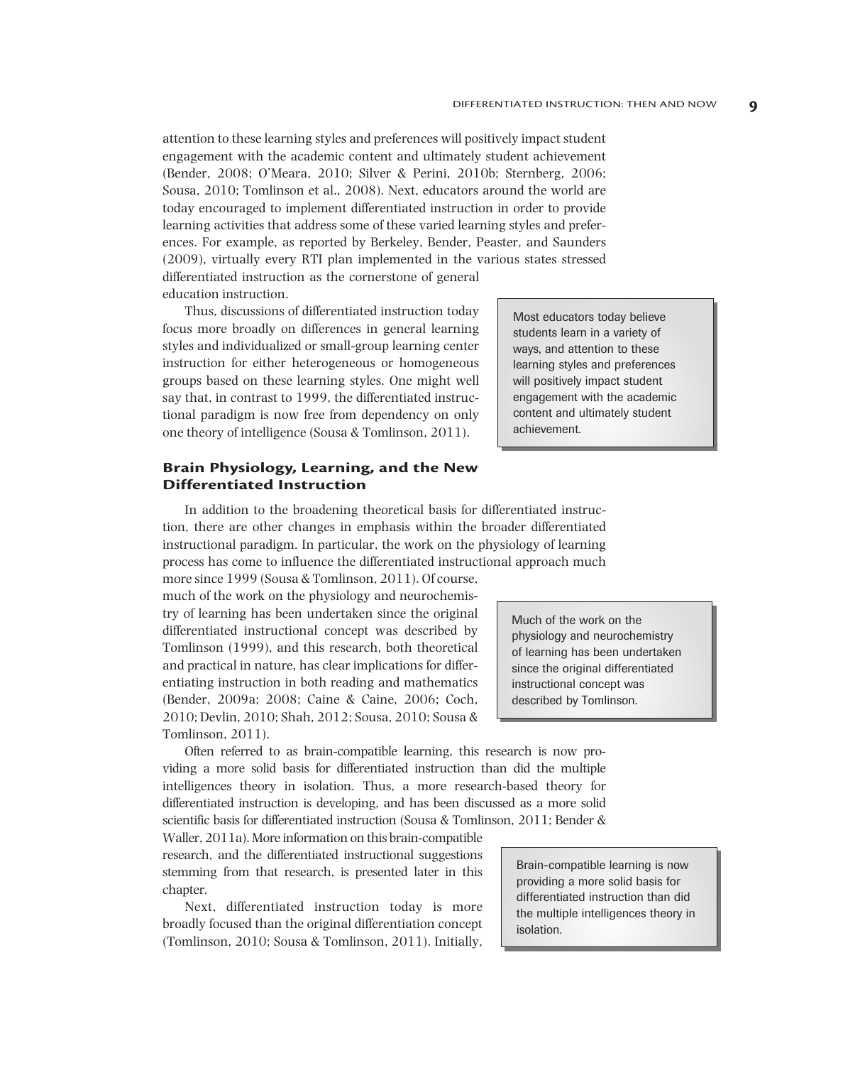attention to these learning styles and preferences will positively impact student engagement with the academic content and ultimately student achievement (Bender, 2008; O'Meara, 2010; Silver & Perini, 2010b; Sternberg, 2006; Sousa, 2010; Tomlinson et al., 2008). Next, educators around the world are today encouraged to implement differentiated instruction in order to provide learning activities that address some of these varied learning styles and preferences. For example, as reported by Berkeley, Bender, Peaster, and Saunders (2009), virtually every RTI plan implemented in the various states stressed differentiated instruction as the cornerstone of general education instruction.

> Most educators today believe students learn in a variety of ways, and attention to these learning styles and preferences will positively impact student engagement with the academic content and ultimately student achievement.

Thus, discussions of differentiated instruction today focus more broadly on differences in general learning styles and individualized or small-group learning center instruction for either heterogeneous or homogeneous groups based on these learning styles. One might well say that, in contrast to 1999, the differentiated instructional paradigm is now free from dependency on only one theory of intelligence (Sousa & Tomlinson, 2011).

## Brain Physiology, Learning, and the New Differentiated Instruction

In addition to the broadening theoretical basis for differentiated instruction, there are other changes in emphasis within the broader differentiated instructional paradigm. In particular, the work on the physiology of learning process has come to influence the differentiated instructional approach much more since 1999 (Sousa & Tomlinson, 2011). Of course, much of the work on the physiology and neurochemistry of learning has been undertaken since the original differentiated instructional concept was described by Tomlinson (1999), and this research, both theoretical and practical in nature, has clear implications for differentiating instruction in both reading and mathematics (Bender, 2009a; 2008; Caine & Caine, 2006; Coch, 2010; Devlin, 2010; Shah, 2012; Sousa, 2010; Sousa & Tomlinson, 2011).

> Much of the work on the physiology and neurochemistry of learning has been undertaken since the original differentiated instructional concept was described by Tomlinson.

Often referred to as brain-compatible learning, this research is now providing a more solid basis for differentiated instruction than did the multiple intelligences theory in isolation. Thus, a more research-based theory for differentiated instruction is developing, and has been discussed as a more solid scientific basis for differentiated instruction (Sousa & Tomlinson, 2011; Bender & Waller, 2011a). More information on this brain-compatible research, and the differentiated instructional suggestions stemming from that research, is presented later in this chapter.

> Brain-compatible learning is now providing a more solid basis for differentiated instruction than did the multiple intelligences theory in isolation.

Next, differentiated instruction today is more broadly focused than the original differentiation concept (Tomlinson, 2010; Sousa & Tomlinson, 2011). Initially,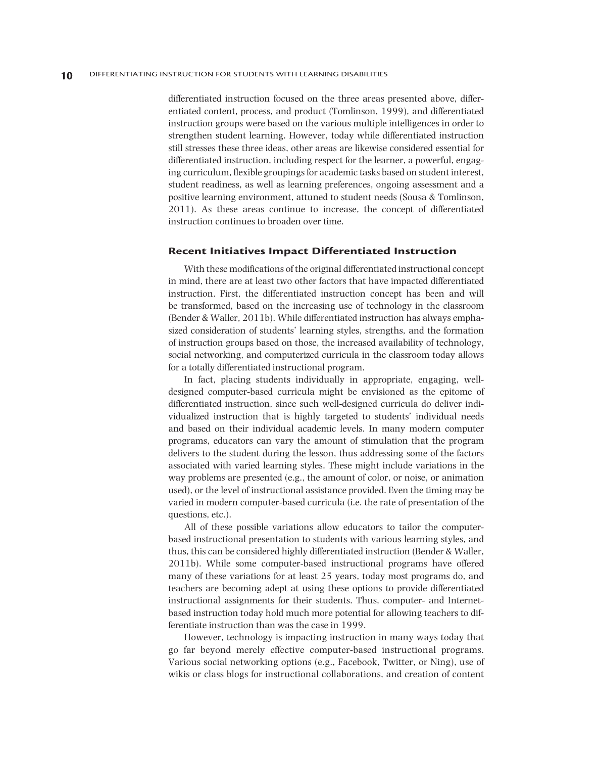differentiated instruction focused on the three areas presented above, differentiated content, process, and product (Tomlinson, 1999), and differentiated instruction groups were based on the various multiple intelligences in order to strengthen student learning. However, today while differentiated instruction still stresses these three ideas, other areas are likewise considered essential for differentiated instruction, including respect for the learner, a powerful, engaging curriculum, flexible groupings for academic tasks based on student interest, student readiness, as well as learning preferences, ongoing assessment and a positive learning environment, attuned to student needs (Sousa & Tomlinson, 2011). As these areas continue to increase, the concept of differentiated instruction continues to broaden over time.

### Recent Initiatives Impact Differentiated Instruction

With these modifications of the original differentiated instructional concept in mind, there are at least two other factors that have impacted differentiated instruction. First, the differentiated instruction concept has been and will be transformed, based on the increasing use of technology in the classroom (Bender & Waller, 2011b). While differentiated instruction has always emphasized consideration of students' learning styles, strengths, and the formation of instruction groups based on those, the increased availability of technology, social networking, and computerized curricula in the classroom today allows for a totally differentiated instructional program.

In fact, placing students individually in appropriate, engaging, well-designed computer-based curricula might be envisioned as the epitome of differentiated instruction, since such well-designed curricula do deliver individualized instruction that is highly targeted to students' individual needs and based on their individual academic levels. In many modern computer programs, educators can vary the amount of stimulation that the program delivers to the student during the lesson, thus addressing some of the factors associated with varied learning styles. These might include variations in the way problems are presented (e.g., the amount of color, or noise, or animation used), or the level of instructional assistance provided. Even the timing may be varied in modern computer-based curricula (i.e. the rate of presentation of the questions, etc.).

All of these possible variations allow educators to tailor the computer-based instructional presentation to students with various learning styles, and thus, this can be considered highly differentiated instruction (Bender & Waller, 2011b). While some computer-based instructional programs have offered many of these variations for at least 25 years, today most programs do, and teachers are becoming adept at using these options to provide differentiated instructional assignments for their students. Thus, computer- and Internet-based instruction today hold much more potential for allowing teachers to differentiate instruction than was the case in 1999.

However, technology is impacting instruction in many ways today that go far beyond merely effective computer-based instructional programs. Various social networking options (e.g., Facebook, Twitter, or Ning), use of wikis or class blogs for instructional collaborations, and creation of content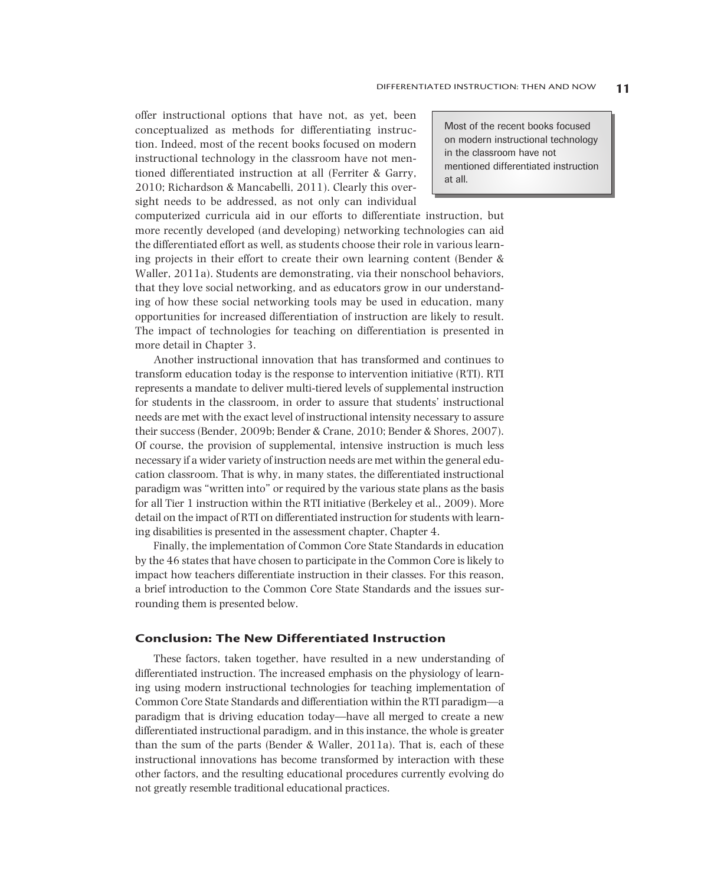offer instructional options that have not, as yet, been conceptualized as methods for differentiating instruction. Indeed, most of the recent books focused on modern instructional technology in the classroom have not mentioned differentiated instruction at all (Ferriter & Garry, 2010; Richardson & Mancabelli, 2011). Clearly this oversight needs to be addressed, as not only can individual computerized curricula aid in our efforts to differentiate instruction, but more recently developed (and developing) networking technologies can aid the differentiated effort as well, as students choose their role in various learning projects in their effort to create their own learning content (Bender & Waller, 2011a). Students are demonstrating, via their nonschool behaviors, that they love social networking, and as educators grow in our understanding of how these social networking tools may be used in education, many opportunities for increased differentiation of instruction are likely to result. The impact of technologies for teaching on differentiation is presented in more detail in Chapter 3.

> Most of the recent books focused on modern instructional technology in the classroom have not mentioned differentiated instruction at all.

Another instructional innovation that has transformed and continues to transform education today is the response to intervention initiative (RTI). RTI represents a mandate to deliver multi-tiered levels of supplemental instruction for students in the classroom, in order to assure that students' instructional needs are met with the exact level of instructional intensity necessary to assure their success (Bender, 2009b; Bender & Crane, 2010; Bender & Shores, 2007). Of course, the provision of supplemental, intensive instruction is much less necessary if a wider variety of instruction needs are met within the general education classroom. That is why, in many states, the differentiated instructional paradigm was "written into" or required by the various state plans as the basis for all Tier 1 instruction within the RTI initiative (Berkeley et al., 2009). More detail on the impact of RTI on differentiated instruction for students with learning disabilities is presented in the assessment chapter, Chapter 4.

Finally, the implementation of Common Core State Standards in education by the 46 states that have chosen to participate in the Common Core is likely to impact how teachers differentiate instruction in their classes. For this reason, a brief introduction to the Common Core State Standards and the issues surrounding them is presented below.

### Conclusion: The New Differentiated Instruction

These factors, taken together, have resulted in a new understanding of differentiated instruction. The increased emphasis on the physiology of learning using modern instructional technologies for teaching implementation of Common Core State Standards and differentiation within the RTI paradigm—a paradigm that is driving education today—have all merged to create a new differentiated instructional paradigm, and in this instance, the whole is greater than the sum of the parts (Bender & Waller, 2011a). That is, each of these instructional innovations has become transformed by interaction with these other factors, and the resulting educational procedures currently evolving do not greatly resemble traditional educational practices.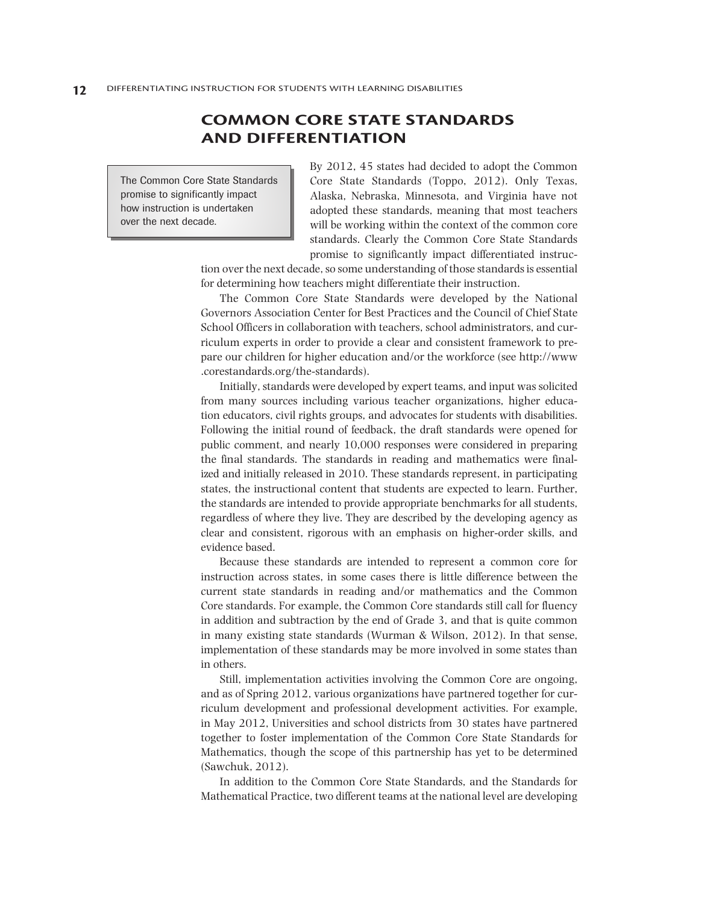## COMMON CORE STATE STANDARDS AND DIFFERENTIATION

> The Common Core State Standards promise to significantly impact how instruction is undertaken over the next decade.

By 2012, 45 states had decided to adopt the Common Core State Standards (Toppo, 2012). Only Texas, Alaska, Nebraska, Minnesota, and Virginia have not adopted these standards, meaning that most teachers will be working within the context of the common core standards. Clearly the Common Core State Standards promise to significantly impact differentiated instruction over the next decade, so some understanding of those standards is essential for determining how teachers might differentiate their instruction.

The Common Core State Standards were developed by the National Governors Association Center for Best Practices and the Council of Chief State School Officers in collaboration with teachers, school administrators, and curriculum experts in order to provide a clear and consistent framework to prepare our children for higher education and/or the workforce (see http://www.corestandards.org/the-standards).

Initially, standards were developed by expert teams, and input was solicited from many sources including various teacher organizations, higher education educators, civil rights groups, and advocates for students with disabilities. Following the initial round of feedback, the draft standards were opened for public comment, and nearly 10,000 responses were considered in preparing the final standards. The standards in reading and mathematics were finalized and initially released in 2010. These standards represent, in participating states, the instructional content that students are expected to learn. Further, the standards are intended to provide appropriate benchmarks for all students, regardless of where they live. They are described by the developing agency as clear and consistent, rigorous with an emphasis on higher-order skills, and evidence based.

Because these standards are intended to represent a common core for instruction across states, in some cases there is little difference between the current state standards in reading and/or mathematics and the Common Core standards. For example, the Common Core standards still call for fluency in addition and subtraction by the end of Grade 3, and that is quite common in many existing state standards (Wurman & Wilson, 2012). In that sense, implementation of these standards may be more involved in some states than in others.

Still, implementation activities involving the Common Core are ongoing, and as of Spring 2012, various organizations have partnered together for curriculum development and professional development activities. For example, in May 2012, Universities and school districts from 30 states have partnered together to foster implementation of the Common Core State Standards for Mathematics, though the scope of this partnership has yet to be determined (Sawchuk, 2012).

In addition to the Common Core State Standards, and the Standards for Mathematical Practice, two different teams at the national level are developing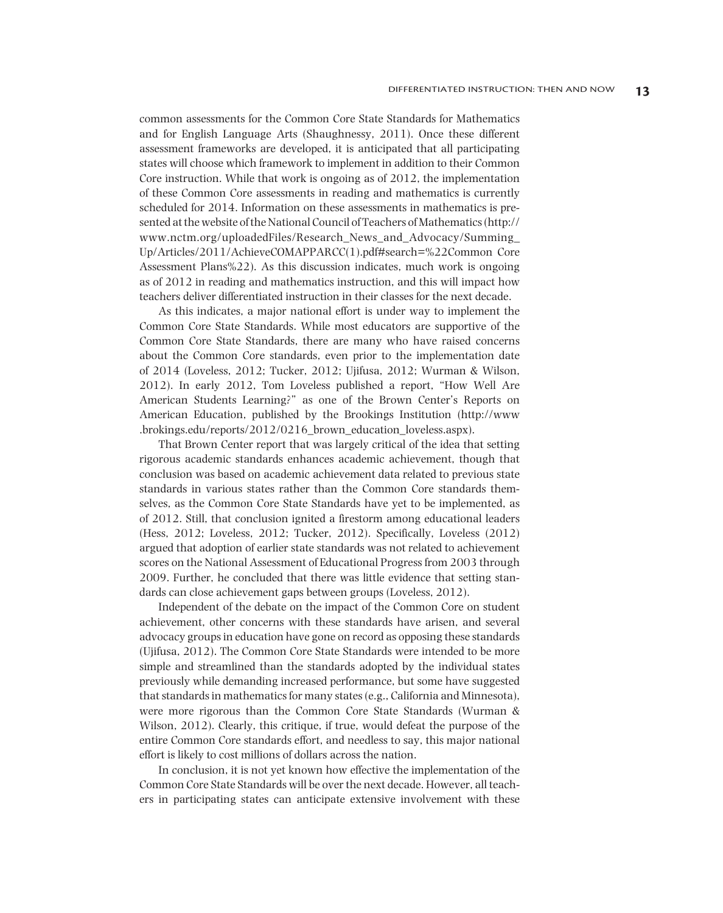common assessments for the Common Core State Standards for Mathematics and for English Language Arts (Shaughnessy, 2011). Once these different assessment frameworks are developed, it is anticipated that all participating states will choose which framework to implement in addition to their Common Core instruction. While that work is ongoing as of 2012, the implementation of these Common Core assessments in reading and mathematics is currently scheduled for 2014. Information on these assessments in mathematics is presented at the website of the National Council of Teachers of Mathematics (http://www.nctm.org/uploadedFiles/Research_News_and_Advocacy/Summing_Up/Articles/2011/AchieveCOMAPPARCC(1).pdf#search=%22Common Core Assessment Plans%22). As this discussion indicates, much work is ongoing as of 2012 in reading and mathematics instruction, and this will impact how teachers deliver differentiated instruction in their classes for the next decade.

As this indicates, a major national effort is under way to implement the Common Core State Standards. While most educators are supportive of the Common Core State Standards, there are many who have raised concerns about the Common Core standards, even prior to the implementation date of 2014 (Loveless, 2012; Tucker, 2012; Ujifusa, 2012; Wurman & Wilson, 2012). In early 2012, Tom Loveless published a report, "How Well Are American Students Learning?" as one of the Brown Center's Reports on American Education, published by the Brookings Institution (http://www.brookings.edu/reports/2012/0216_brown_education_loveless.aspx).

That Brown Center report that was largely critical of the idea that setting rigorous academic standards enhances academic achievement, though that conclusion was based on academic achievement data related to previous state standards in various states rather than the Common Core standards themselves, as the Common Core State Standards have yet to be implemented, as of 2012. Still, that conclusion ignited a firestorm among educational leaders (Hess, 2012; Loveless, 2012; Tucker, 2012). Specifically, Loveless (2012) argued that adoption of earlier state standards was not related to achievement scores on the National Assessment of Educational Progress from 2003 through 2009. Further, he concluded that there was little evidence that setting standards can close achievement gaps between groups (Loveless, 2012).

Independent of the debate on the impact of the Common Core on student achievement, other concerns with these standards have arisen, and several advocacy groups in education have gone on record as opposing these standards (Ujifusa, 2012). The Common Core State Standards were intended to be more simple and streamlined than the standards adopted by the individual states previously while demanding increased performance, but some have suggested that standards in mathematics for many states (e.g., California and Minnesota), were more rigorous than the Common Core State Standards (Wurman & Wilson, 2012). Clearly, this critique, if true, would defeat the purpose of the entire Common Core standards effort, and needless to say, this major national effort is likely to cost millions of dollars across the nation.

In conclusion, it is not yet known how effective the implementation of the Common Core State Standards will be over the next decade. However, all teachers in participating states can anticipate extensive involvement with these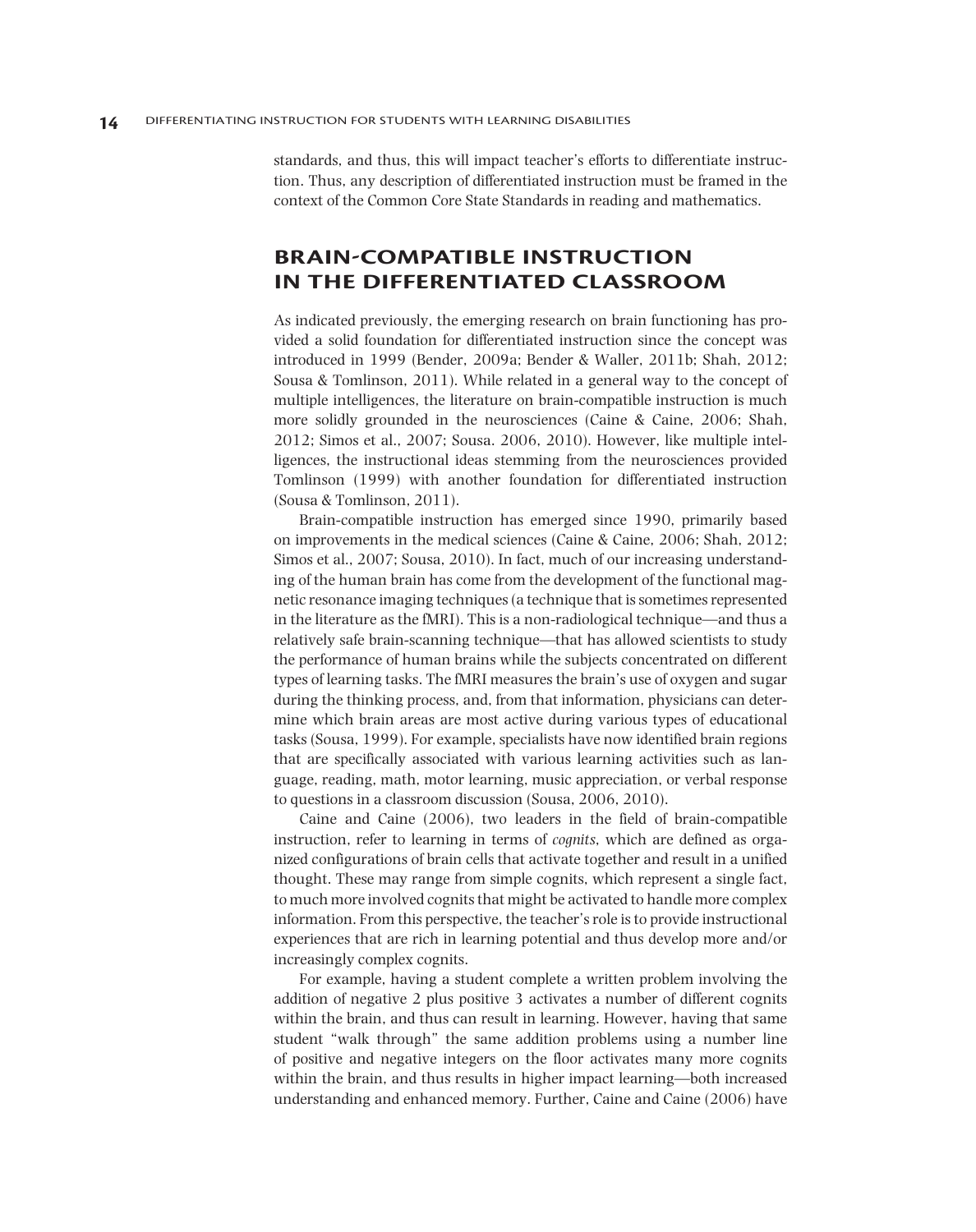standards, and thus, this will impact teacher's efforts to differentiate instruction. Thus, any description of differentiated instruction must be framed in the context of the Common Core State Standards in reading and mathematics.

## BRAIN-COMPATIBLE INSTRUCTION IN THE DIFFERENTIATED CLASSROOM

As indicated previously, the emerging research on brain functioning has provided a solid foundation for differentiated instruction since the concept was introduced in 1999 (Bender, 2009a; Bender & Waller, 2011b; Shah, 2012; Sousa & Tomlinson, 2011). While related in a general way to the concept of multiple intelligences, the literature on brain-compatible instruction is much more solidly grounded in the neurosciences (Caine & Caine, 2006; Shah, 2012; Simos et al., 2007; Sousa. 2006, 2010). However, like multiple intelligences, the instructional ideas stemming from the neurosciences provided Tomlinson (1999) with another foundation for differentiated instruction (Sousa & Tomlinson, 2011).

Brain-compatible instruction has emerged since 1990, primarily based on improvements in the medical sciences (Caine & Caine, 2006; Shah, 2012; Simos et al., 2007; Sousa, 2010). In fact, much of our increasing understanding of the human brain has come from the development of the functional magnetic resonance imaging techniques (a technique that is sometimes represented in the literature as the fMRI). This is a non-radiological technique—and thus a relatively safe brain-scanning technique—that has allowed scientists to study the performance of human brains while the subjects concentrated on different types of learning tasks. The fMRI measures the brain's use of oxygen and sugar during the thinking process, and, from that information, physicians can determine which brain areas are most active during various types of educational tasks (Sousa, 1999). For example, specialists have now identified brain regions that are specifically associated with various learning activities such as language, reading, math, motor learning, music appreciation, or verbal response to questions in a classroom discussion (Sousa, 2006, 2010).

Caine and Caine (2006), two leaders in the field of brain-compatible instruction, refer to learning in terms of *cognits*, which are defined as organized configurations of brain cells that activate together and result in a unified thought. These may range from simple cognits, which represent a single fact, to much more involved cognits that might be activated to handle more complex information. From this perspective, the teacher's role is to provide instructional experiences that are rich in learning potential and thus develop more and/or increasingly complex cognits.

For example, having a student complete a written problem involving the addition of negative 2 plus positive 3 activates a number of different cognits within the brain, and thus can result in learning. However, having that same student "walk through" the same addition problems using a number line of positive and negative integers on the floor activates many more cognits within the brain, and thus results in higher impact learning—both increased understanding and enhanced memory. Further, Caine and Caine (2006) have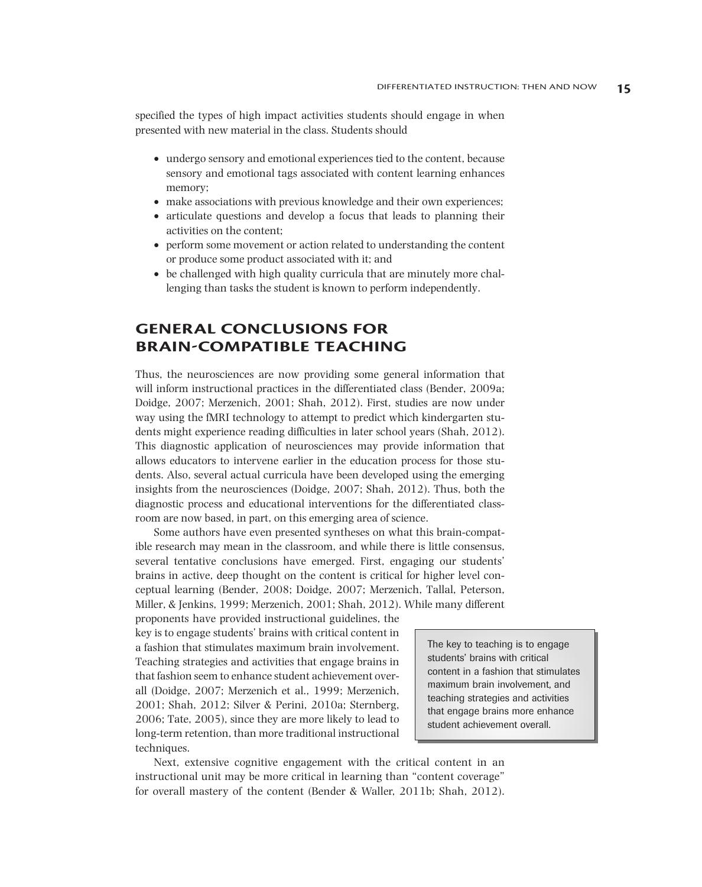specified the types of high impact activities students should engage in when presented with new material in the class. Students should

- undergo sensory and emotional experiences tied to the content, because sensory and emotional tags associated with content learning enhances memory;
- make associations with previous knowledge and their own experiences;
- articulate questions and develop a focus that leads to planning their activities on the content;
- perform some movement or action related to understanding the content or produce some product associated with it; and
- be challenged with high quality curricula that are minutely more challenging than tasks the student is known to perform independently.

## GENERAL CONCLUSIONS FOR BRAIN-COMPATIBLE TEACHING

Thus, the neurosciences are now providing some general information that will inform instructional practices in the differentiated class (Bender, 2009a; Doidge, 2007; Merzenich, 2001; Shah, 2012). First, studies are now under way using the fMRI technology to attempt to predict which kindergarten students might experience reading difficulties in later school years (Shah, 2012). This diagnostic application of neurosciences may provide information that allows educators to intervene earlier in the education process for those students. Also, several actual curricula have been developed using the emerging insights from the neurosciences (Doidge, 2007; Shah, 2012). Thus, both the diagnostic process and educational interventions for the differentiated classroom are now based, in part, on this emerging area of science.

Some authors have even presented syntheses on what this brain-compatible research may mean in the classroom, and while there is little consensus, several tentative conclusions have emerged. First, engaging our students' brains in active, deep thought on the content is critical for higher level conceptual learning (Bender, 2008; Doidge, 2007; Merzenich, Tallal, Peterson, Miller, & Jenkins, 1999; Merzenich, 2001; Shah, 2012). While many different proponents have provided instructional guidelines, the key is to engage students' brains with critical content in a fashion that stimulates maximum brain involvement. Teaching strategies and activities that engage brains in that fashion seem to enhance student achievement overall (Doidge, 2007; Merzenich et al., 1999; Merzenich, 2001; Shah, 2012; Silver & Perini, 2010a; Sternberg, 2006; Tate, 2005), since they are more likely to lead to long-term retention, than more traditional instructional techniques.

> The key to teaching is to engage students' brains with critical content in a fashion that stimulates maximum brain involvement, and teaching strategies and activities that engage brains more enhance student achievement overall.

Next, extensive cognitive engagement with the critical content in an instructional unit may be more critical in learning than "content coverage" for overall mastery of the content (Bender & Waller, 2011b; Shah, 2012).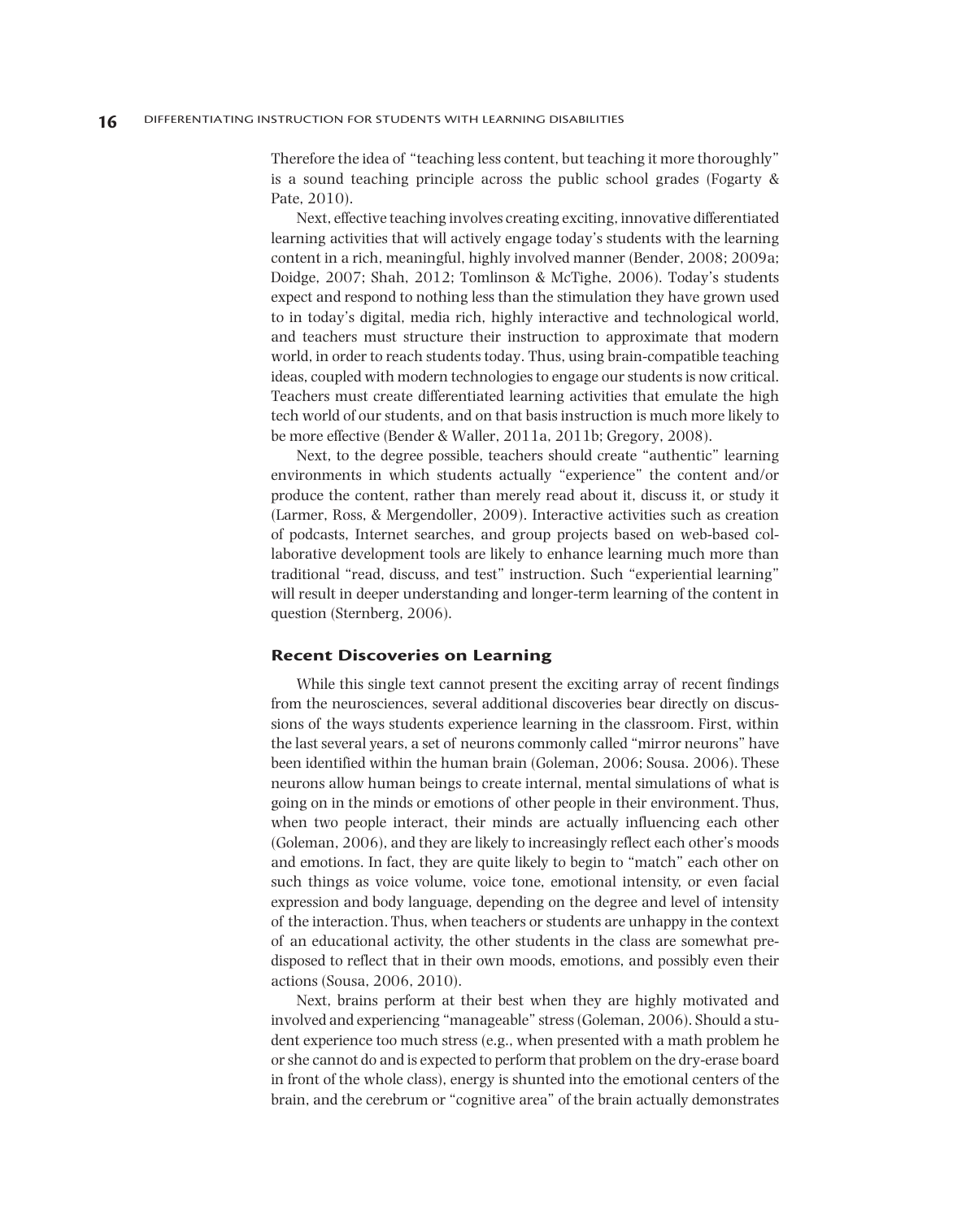Therefore the idea of "teaching less content, but teaching it more thoroughly" is a sound teaching principle across the public school grades (Fogarty & Pate, 2010).

Next, effective teaching involves creating exciting, innovative differentiated learning activities that will actively engage today's students with the learning content in a rich, meaningful, highly involved manner (Bender, 2008; 2009a; Doidge, 2007; Shah, 2012; Tomlinson & McTighe, 2006). Today's students expect and respond to nothing less than the stimulation they have grown used to in today's digital, media rich, highly interactive and technological world, and teachers must structure their instruction to approximate that modern world, in order to reach students today. Thus, using brain-compatible teaching ideas, coupled with modern technologies to engage our students is now critical. Teachers must create differentiated learning activities that emulate the high tech world of our students, and on that basis instruction is much more likely to be more effective (Bender & Waller, 2011a, 2011b; Gregory, 2008).

Next, to the degree possible, teachers should create "authentic" learning environments in which students actually "experience" the content and/or produce the content, rather than merely read about it, discuss it, or study it (Larmer, Ross, & Mergendoller, 2009). Interactive activities such as creation of podcasts, Internet searches, and group projects based on web-based collaborative development tools are likely to enhance learning much more than traditional "read, discuss, and test" instruction. Such "experiential learning" will result in deeper understanding and longer-term learning of the content in question (Sternberg, 2006).

### Recent Discoveries on Learning

While this single text cannot present the exciting array of recent findings from the neurosciences, several additional discoveries bear directly on discussions of the ways students experience learning in the classroom. First, within the last several years, a set of neurons commonly called "mirror neurons" have been identified within the human brain (Goleman, 2006; Sousa. 2006). These neurons allow human beings to create internal, mental simulations of what is going on in the minds or emotions of other people in their environment. Thus, when two people interact, their minds are actually influencing each other (Goleman, 2006), and they are likely to increasingly reflect each other's moods and emotions. In fact, they are quite likely to begin to "match" each other on such things as voice volume, voice tone, emotional intensity, or even facial expression and body language, depending on the degree and level of intensity of the interaction. Thus, when teachers or students are unhappy in the context of an educational activity, the other students in the class are somewhat predisposed to reflect that in their own moods, emotions, and possibly even their actions (Sousa, 2006, 2010).

Next, brains perform at their best when they are highly motivated and involved and experiencing "manageable" stress (Goleman, 2006). Should a student experience too much stress (e.g., when presented with a math problem he or she cannot do and is expected to perform that problem on the dry-erase board in front of the whole class), energy is shunted into the emotional centers of the brain, and the cerebrum or "cognitive area" of the brain actually demonstrates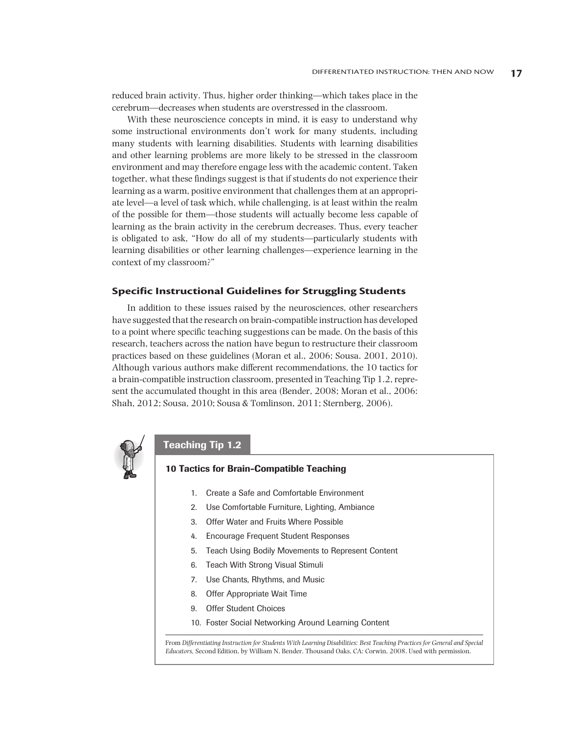reduced brain activity. Thus, higher order thinking—which takes place in the cerebrum—decreases when students are overstressed in the classroom.

With these neuroscience concepts in mind, it is easy to understand why some instructional environments don't work for many students, including many students with learning disabilities. Students with learning disabilities and other learning problems are more likely to be stressed in the classroom environment and may therefore engage less with the academic content. Taken together, what these findings suggest is that if students do not experience their learning as a warm, positive environment that challenges them at an appropriate level—a level of task which, while challenging, is at least within the realm of the possible for them—those students will actually become less capable of learning as the brain activity in the cerebrum decreases. Thus, every teacher is obligated to ask, "How do all of my students—particularly students with learning disabilities or other learning challenges—experience learning in the context of my classroom?"

### Specific Instructional Guidelines for Struggling Students

In addition to these issues raised by the neurosciences, other researchers have suggested that the research on brain-compatible instruction has developed to a point where specific teaching suggestions can be made. On the basis of this research, teachers across the nation have begun to restructure their classroom practices based on these guidelines (Moran et al., 2006; Sousa. 2001, 2010). Although various authors make different recommendations, the 10 tactics for a brain-compatible instruction classroom, presented in Teaching Tip 1.2, represent the accumulated thought in this area (Bender, 2008; Moran et al., 2006: Shah, 2012; Sousa, 2010; Sousa & Tomlinson, 2011; Sternberg, 2006).

**Teaching Tip 1.2**

**10 Tactics for Brain-Compatible Teaching**

1. Create a Safe and Comfortable Environment
2. Use Comfortable Furniture, Lighting, Ambiance
3. Offer Water and Fruits Where Possible
4. Encourage Frequent Student Responses
5. Teach Using Bodily Movements to Represent Content
6. Teach With Strong Visual Stimuli
7. Use Chants, Rhythms, and Music
8. Offer Appropriate Wait Time
9. Offer Student Choices
10. Foster Social Networking Around Learning Content

From *Differentiating Instruction for Students With Learning Disabilities: Best Teaching Practices for General and Special Educators,* Second Edition, by William N. Bender. Thousand Oaks, CA: Corwin, 2008. Used with permission.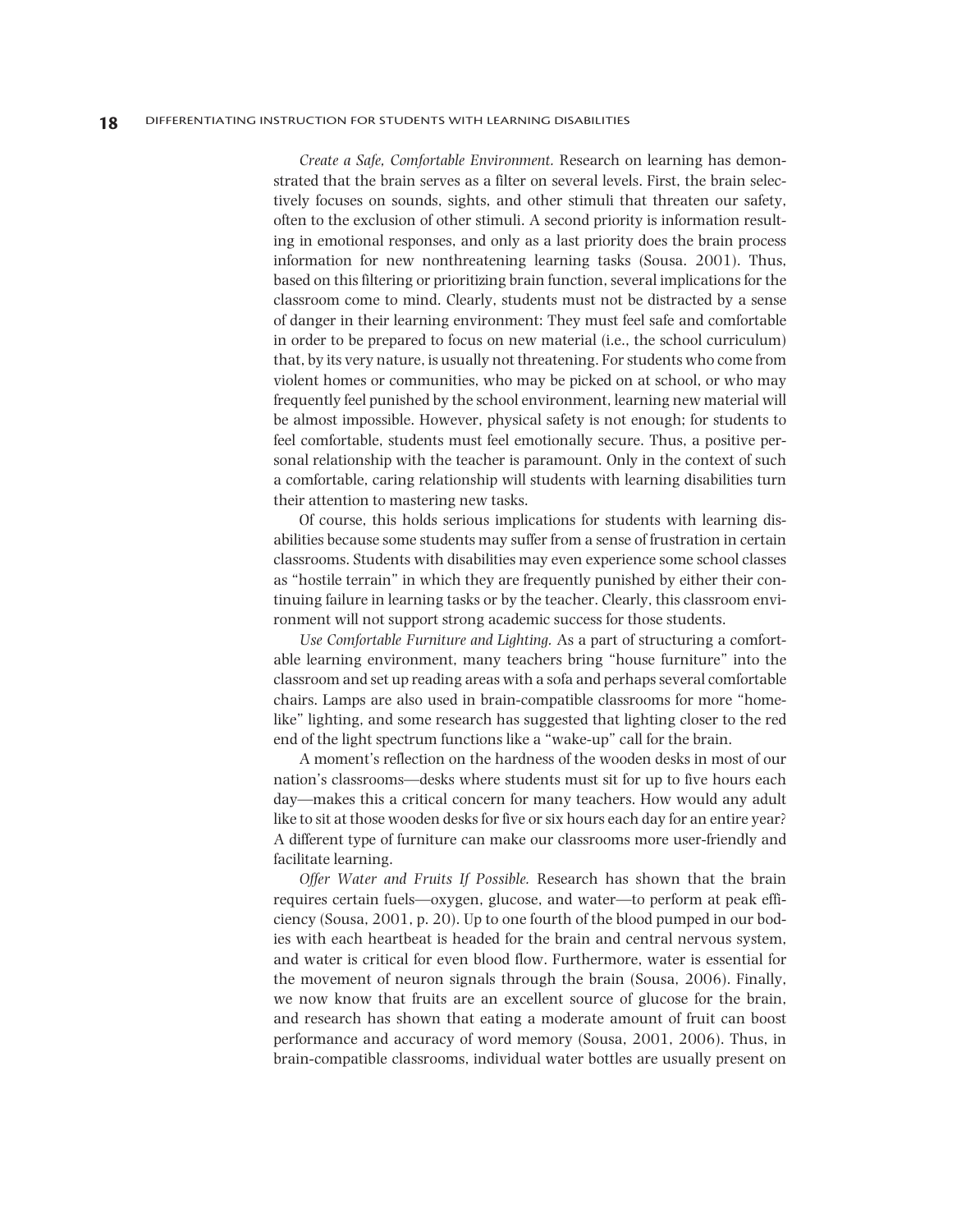*Create a Safe, Comfortable Environment.* Research on learning has demonstrated that the brain serves as a filter on several levels. First, the brain selectively focuses on sounds, sights, and other stimuli that threaten our safety, often to the exclusion of other stimuli. A second priority is information resulting in emotional responses, and only as a last priority does the brain process information for new nonthreatening learning tasks (Sousa. 2001). Thus, based on this filtering or prioritizing brain function, several implications for the classroom come to mind. Clearly, students must not be distracted by a sense of danger in their learning environment: They must feel safe and comfortable in order to be prepared to focus on new material (i.e., the school curriculum) that, by its very nature, is usually not threatening. For students who come from violent homes or communities, who may be picked on at school, or who may frequently feel punished by the school environment, learning new material will be almost impossible. However, physical safety is not enough; for students to feel comfortable, students must feel emotionally secure. Thus, a positive personal relationship with the teacher is paramount. Only in the context of such a comfortable, caring relationship will students with learning disabilities turn their attention to mastering new tasks.

Of course, this holds serious implications for students with learning disabilities because some students may suffer from a sense of frustration in certain classrooms. Students with disabilities may even experience some school classes as "hostile terrain" in which they are frequently punished by either their continuing failure in learning tasks or by the teacher. Clearly, this classroom environment will not support strong academic success for those students.

*Use Comfortable Furniture and Lighting.* As a part of structuring a comfortable learning environment, many teachers bring "house furniture" into the classroom and set up reading areas with a sofa and perhaps several comfortable chairs. Lamps are also used in brain-compatible classrooms for more "homelike" lighting, and some research has suggested that lighting closer to the red end of the light spectrum functions like a "wake-up" call for the brain.

A moment's reflection on the hardness of the wooden desks in most of our nation's classrooms—desks where students must sit for up to five hours each day—makes this a critical concern for many teachers. How would any adult like to sit at those wooden desks for five or six hours each day for an entire year? A different type of furniture can make our classrooms more user-friendly and facilitate learning.

*Offer Water and Fruits If Possible.* Research has shown that the brain requires certain fuels—oxygen, glucose, and water—to perform at peak efficiency (Sousa, 2001, p. 20). Up to one fourth of the blood pumped in our bodies with each heartbeat is headed for the brain and central nervous system, and water is critical for even blood flow. Furthermore, water is essential for the movement of neuron signals through the brain (Sousa, 2006). Finally, we now know that fruits are an excellent source of glucose for the brain, and research has shown that eating a moderate amount of fruit can boost performance and accuracy of word memory (Sousa, 2001, 2006). Thus, in brain-compatible classrooms, individual water bottles are usually present on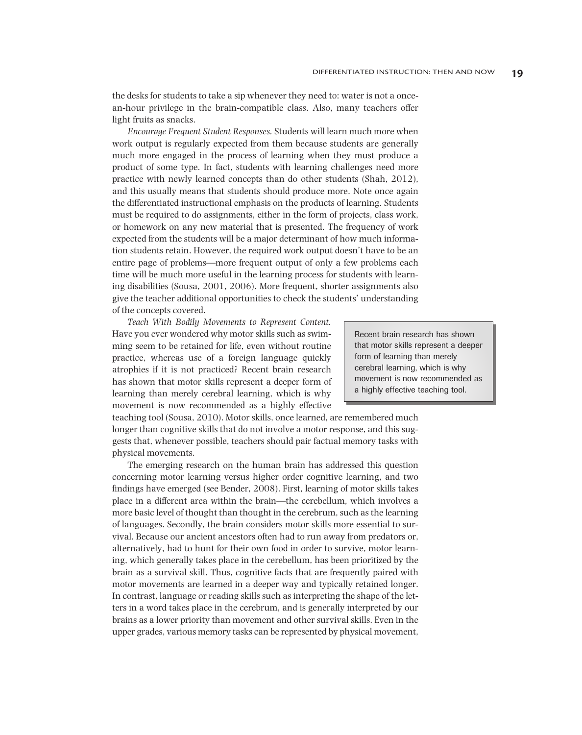the desks for students to take a sip whenever they need to: water is not a once-an-hour privilege in the brain-compatible class. Also, many teachers offer light fruits as snacks.

*Encourage Frequent Student Responses.* Students will learn much more when work output is regularly expected from them because students are generally much more engaged in the process of learning when they must produce a product of some type. In fact, students with learning challenges need more practice with newly learned concepts than do other students (Shah, 2012), and this usually means that students should produce more. Note once again the differentiated instructional emphasis on the products of learning. Students must be required to do assignments, either in the form of projects, class work, or homework on any new material that is presented. The frequency of work expected from the students will be a major determinant of how much information students retain. However, the required work output doesn't have to be an entire page of problems—more frequent output of only a few problems each time will be much more useful in the learning process for students with learning disabilities (Sousa, 2001, 2006). More frequent, shorter assignments also give the teacher additional opportunities to check the students' understanding of the concepts covered.

*Teach With Bodily Movements to Represent Content.* Have you ever wondered why motor skills such as swimming seem to be retained for life, even without routine practice, whereas use of a foreign language quickly atrophies if it is not practiced? Recent brain research has shown that motor skills represent a deeper form of learning than merely cerebral learning, which is why movement is now recommended as a highly effective teaching tool (Sousa, 2010). Motor skills, once learned, are remembered much longer than cognitive skills that do not involve a motor response, and this suggests that, whenever possible, teachers should pair factual memory tasks with physical movements.

> Recent brain research has shown that motor skills represent a deeper form of learning than merely cerebral learning, which is why movement is now recommended as a highly effective teaching tool.

The emerging research on the human brain has addressed this question concerning motor learning versus higher order cognitive learning, and two findings have emerged (see Bender, 2008). First, learning of motor skills takes place in a different area within the brain—the cerebellum, which involves a more basic level of thought than thought in the cerebrum, such as the learning of languages. Secondly, the brain considers motor skills more essential to survival. Because our ancient ancestors often had to run away from predators or, alternatively, had to hunt for their own food in order to survive, motor learning, which generally takes place in the cerebellum, has been prioritized by the brain as a survival skill. Thus, cognitive facts that are frequently paired with motor movements are learned in a deeper way and typically retained longer. In contrast, language or reading skills such as interpreting the shape of the letters in a word takes place in the cerebrum, and is generally interpreted by our brains as a lower priority than movement and other survival skills. Even in the upper grades, various memory tasks can be represented by physical movement,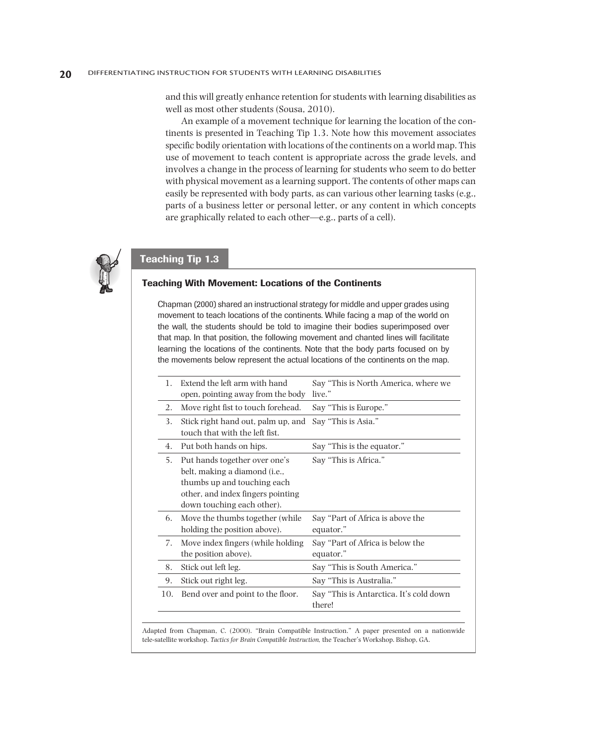and this will greatly enhance retention for students with learning disabilities as well as most other students (Sousa, 2010).

An example of a movement technique for learning the location of the continents is presented in Teaching Tip 1.3. Note how this movement associates specific bodily orientation with locations of the continents on a world map. This use of movement to teach content is appropriate across the grade levels, and involves a change in the process of learning for students who seem to do better with physical movement as a learning support. The contents of other maps can easily be represented with body parts, as can various other learning tasks (e.g., parts of a business letter or personal letter, or any content in which concepts are graphically related to each other—e.g., parts of a cell).

## Teaching Tip 1.3

### Teaching With Movement: Locations of the Continents

Chapman (2000) shared an instructional strategy for middle and upper grades using movement to teach locations of the continents. While facing a map of the world on the wall, the students should be told to imagine their bodies superimposed over that map. In that position, the following movement and chanted lines will facilitate learning the locations of the continents. Note that the body parts focused on by the movements below represent the actual locations of the continents on the map.

| | | |
|---|---|---|
| 1. | Extend the left arm with hand open, pointing away from the body | Say "This is North America, where we live." |
| 2. | Move right fist to touch forehead. | Say "This is Europe." |
| 3. | Stick right hand out, palm up, and touch that with the left fist. | Say "This is Asia." |
| 4. | Put both hands on hips. | Say "This is the equator." |
| 5. | Put hands together over one's belt, making a diamond (i.e., thumbs up and touching each other, and index fingers pointing down touching each other). | Say "This is Africa." |
| 6. | Move the thumbs together (while holding the position above). | Say "Part of Africa is above the equator." |
| 7. | Move index fingers (while holding the position above). | Say "Part of Africa is below the equator." |
| 8. | Stick out left leg. | Say "This is South America." |
| 9. | Stick out right leg. | Say "This is Australia." |
| 10. | Bend over and point to the floor. | Say "This is Antarctica. It's cold down there! |

Adapted from Chapman, C. (2000). "Brain Compatible Instruction." A paper presented on a nationwide tele-satellite workshop. *Tactics for Brain Compatible Instruction,* the Teacher's Workshop. Bishop, GA.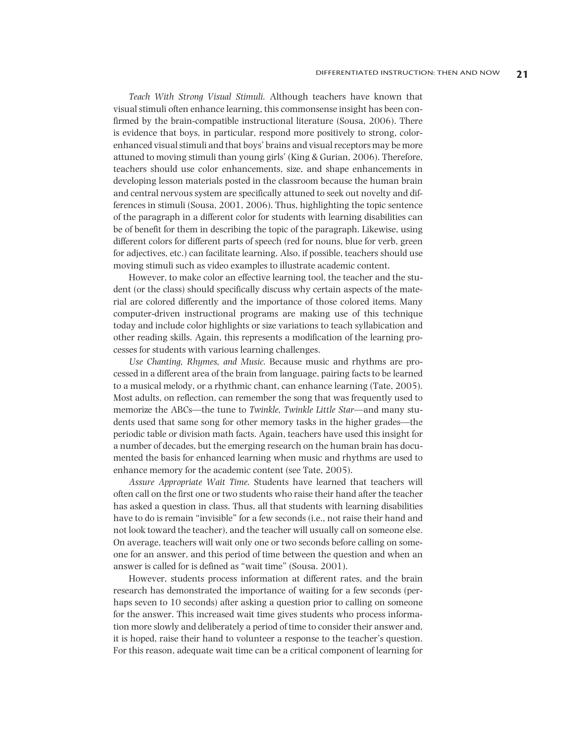*Teach With Strong Visual Stimuli.* Although teachers have known that visual stimuli often enhance learning, this commonsense insight has been confirmed by the brain-compatible instructional literature (Sousa, 2006). There is evidence that boys, in particular, respond more positively to strong, color-enhanced visual stimuli and that boys' brains and visual receptors may be more attuned to moving stimuli than young girls' (King & Gurian, 2006). Therefore, teachers should use color enhancements, size, and shape enhancements in developing lesson materials posted in the classroom because the human brain and central nervous system are specifically attuned to seek out novelty and differences in stimuli (Sousa, 2001, 2006). Thus, highlighting the topic sentence of the paragraph in a different color for students with learning disabilities can be of benefit for them in describing the topic of the paragraph. Likewise, using different colors for different parts of speech (red for nouns, blue for verb, green for adjectives, etc.) can facilitate learning. Also, if possible, teachers should use moving stimuli such as video examples to illustrate academic content.

However, to make color an effective learning tool, the teacher and the student (or the class) should specifically discuss why certain aspects of the material are colored differently and the importance of those colored items. Many computer-driven instructional programs are making use of this technique today and include color highlights or size variations to teach syllabication and other reading skills. Again, this represents a modification of the learning processes for students with various learning challenges.

*Use Chanting, Rhymes, and Music.* Because music and rhythms are processed in a different area of the brain from language, pairing facts to be learned to a musical melody, or a rhythmic chant, can enhance learning (Tate, 2005). Most adults, on reflection, can remember the song that was frequently used to memorize the ABCs—the tune to *Twinkle, Twinkle Little Star*—and many students used that same song for other memory tasks in the higher grades—the periodic table or division math facts. Again, teachers have used this insight for a number of decades, but the emerging research on the human brain has documented the basis for enhanced learning when music and rhythms are used to enhance memory for the academic content (see Tate, 2005).

*Assure Appropriate Wait Time.* Students have learned that teachers will often call on the first one or two students who raise their hand after the teacher has asked a question in class. Thus, all that students with learning disabilities have to do is remain "invisible" for a few seconds (i.e., not raise their hand and not look toward the teacher), and the teacher will usually call on someone else. On average, teachers will wait only one or two seconds before calling on someone for an answer, and this period of time between the question and when an answer is called for is defined as "wait time" (Sousa. 2001).

However, students process information at different rates, and the brain research has demonstrated the importance of waiting for a few seconds (perhaps seven to 10 seconds) after asking a question prior to calling on someone for the answer. This increased wait time gives students who process information more slowly and deliberately a period of time to consider their answer and, it is hoped, raise their hand to volunteer a response to the teacher's question. For this reason, adequate wait time can be a critical component of learning for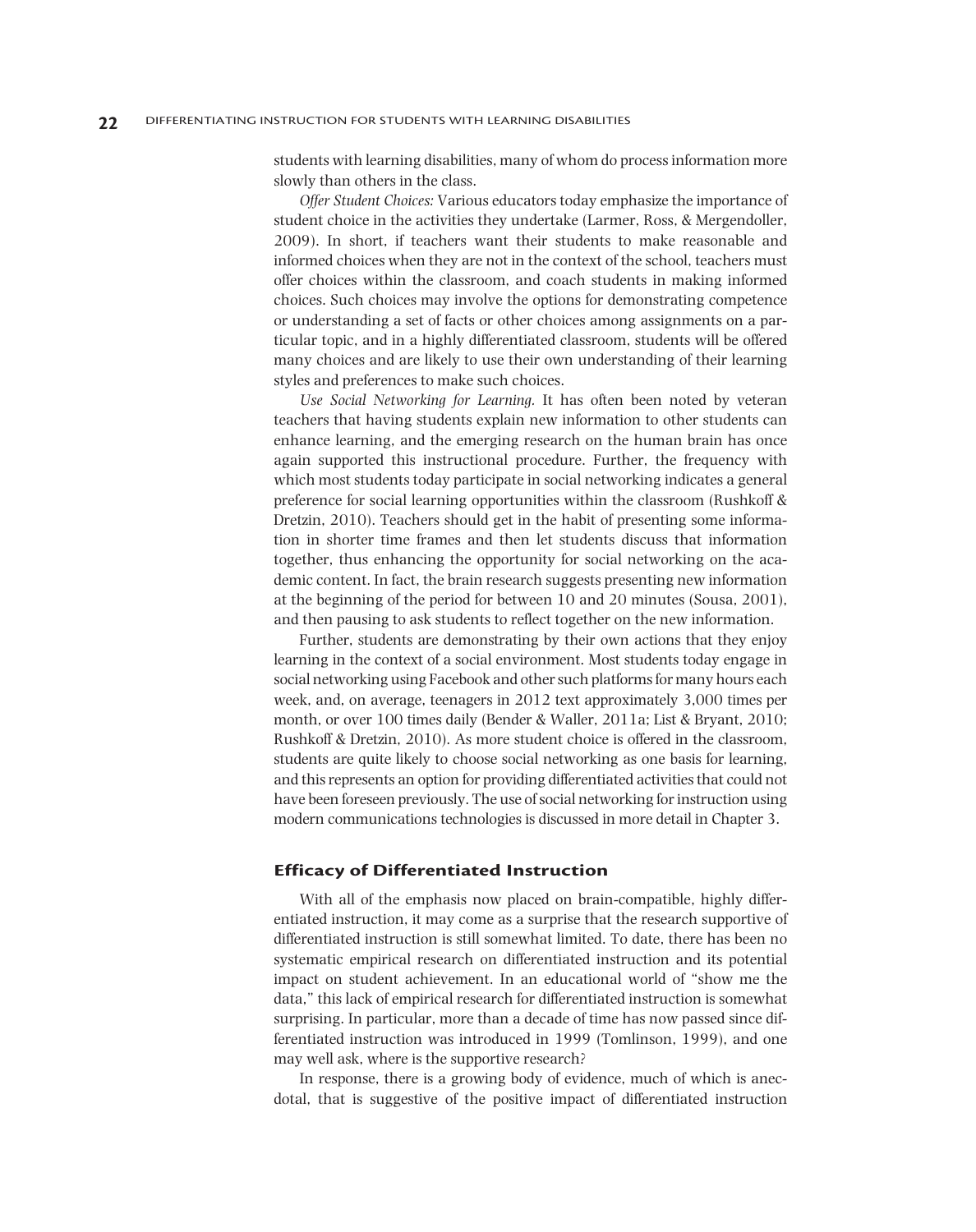students with learning disabilities, many of whom do process information more slowly than others in the class.

*Offer Student Choices:* Various educators today emphasize the importance of student choice in the activities they undertake (Larmer, Ross, & Mergendoller, 2009). In short, if teachers want their students to make reasonable and informed choices when they are not in the context of the school, teachers must offer choices within the classroom, and coach students in making informed choices. Such choices may involve the options for demonstrating competence or understanding a set of facts or other choices among assignments on a particular topic, and in a highly differentiated classroom, students will be offered many choices and are likely to use their own understanding of their learning styles and preferences to make such choices.

*Use Social Networking for Learning.* It has often been noted by veteran teachers that having students explain new information to other students can enhance learning, and the emerging research on the human brain has once again supported this instructional procedure. Further, the frequency with which most students today participate in social networking indicates a general preference for social learning opportunities within the classroom (Rushkoff & Dretzin, 2010). Teachers should get in the habit of presenting some information in shorter time frames and then let students discuss that information together, thus enhancing the opportunity for social networking on the academic content. In fact, the brain research suggests presenting new information at the beginning of the period for between 10 and 20 minutes (Sousa, 2001), and then pausing to ask students to reflect together on the new information.

Further, students are demonstrating by their own actions that they enjoy learning in the context of a social environment. Most students today engage in social networking using Facebook and other such platforms for many hours each week, and, on average, teenagers in 2012 text approximately 3,000 times per month, or over 100 times daily (Bender & Waller, 2011a; List & Bryant, 2010; Rushkoff & Dretzin, 2010). As more student choice is offered in the classroom, students are quite likely to choose social networking as one basis for learning, and this represents an option for providing differentiated activities that could not have been foreseen previously. The use of social networking for instruction using modern communications technologies is discussed in more detail in Chapter 3.

### Efficacy of Differentiated Instruction

With all of the emphasis now placed on brain-compatible, highly differentiated instruction, it may come as a surprise that the research supportive of differentiated instruction is still somewhat limited. To date, there has been no systematic empirical research on differentiated instruction and its potential impact on student achievement. In an educational world of "show me the data," this lack of empirical research for differentiated instruction is somewhat surprising. In particular, more than a decade of time has now passed since differentiated instruction was introduced in 1999 (Tomlinson, 1999), and one may well ask, where is the supportive research?

In response, there is a growing body of evidence, much of which is anecdotal, that is suggestive of the positive impact of differentiated instruction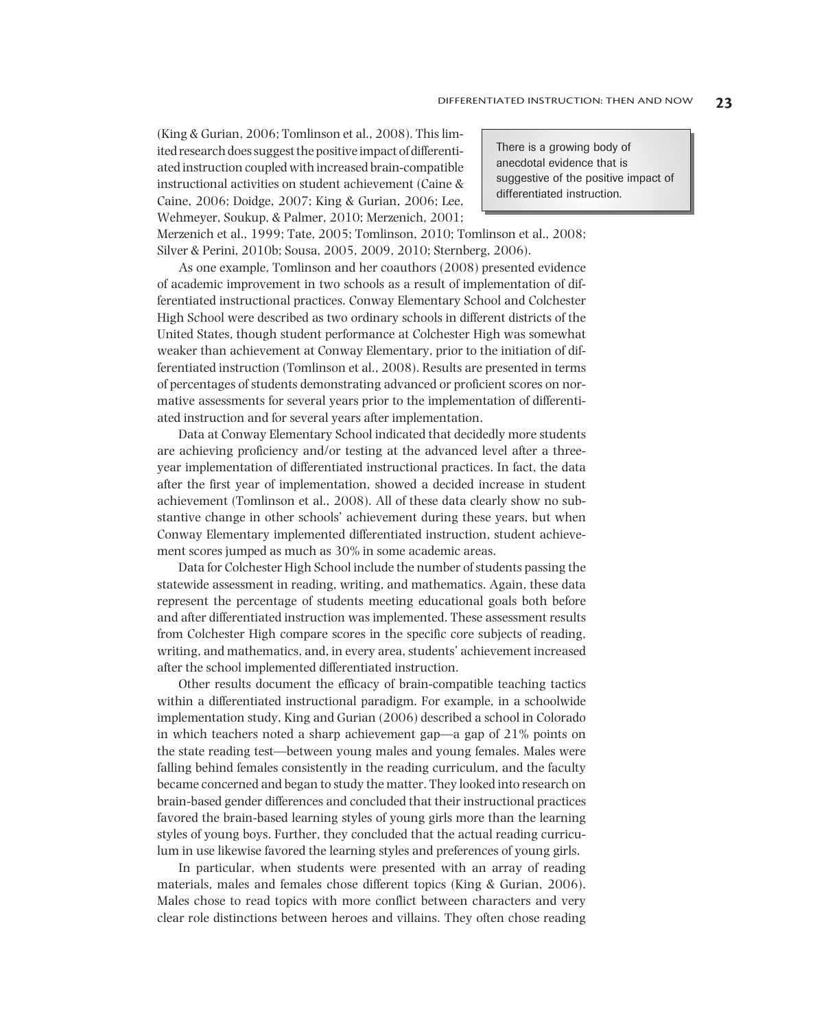(King & Gurian, 2006; Tomlinson et al., 2008). This limited research does suggest the positive impact of differentiated instruction coupled with increased brain-compatible instructional activities on student achievement (Caine & Caine, 2006; Doidge, 2007; King & Gurian, 2006; Lee, Wehmeyer, Soukup, & Palmer, 2010; Merzenich, 2001; Merzenich et al., 1999; Tate, 2005; Tomlinson, 2010; Tomlinson et al., 2008; Silver & Perini, 2010b; Sousa, 2005, 2009, 2010; Sternberg, 2006).

> There is a growing body of anecdotal evidence that is suggestive of the positive impact of differentiated instruction.

As one example, Tomlinson and her coauthors (2008) presented evidence of academic improvement in two schools as a result of implementation of differentiated instructional practices. Conway Elementary School and Colchester High School were described as two ordinary schools in different districts of the United States, though student performance at Colchester High was somewhat weaker than achievement at Conway Elementary, prior to the initiation of differentiated instruction (Tomlinson et al., 2008). Results are presented in terms of percentages of students demonstrating advanced or proficient scores on normative assessments for several years prior to the implementation of differentiated instruction and for several years after implementation.

Data at Conway Elementary School indicated that decidedly more students are achieving proficiency and/or testing at the advanced level after a three-year implementation of differentiated instructional practices. In fact, the data after the first year of implementation, showed a decided increase in student achievement (Tomlinson et al., 2008). All of these data clearly show no substantive change in other schools' achievement during these years, but when Conway Elementary implemented differentiated instruction, student achievement scores jumped as much as 30% in some academic areas.

Data for Colchester High School include the number of students passing the statewide assessment in reading, writing, and mathematics. Again, these data represent the percentage of students meeting educational goals both before and after differentiated instruction was implemented. These assessment results from Colchester High compare scores in the specific core subjects of reading, writing, and mathematics, and, in every area, students' achievement increased after the school implemented differentiated instruction.

Other results document the efficacy of brain-compatible teaching tactics within a differentiated instructional paradigm. For example, in a schoolwide implementation study, King and Gurian (2006) described a school in Colorado in which teachers noted a sharp achievement gap—a gap of 21% points on the state reading test—between young males and young females. Males were falling behind females consistently in the reading curriculum, and the faculty became concerned and began to study the matter. They looked into research on brain-based gender differences and concluded that their instructional practices favored the brain-based learning styles of young girls more than the learning styles of young boys. Further, they concluded that the actual reading curriculum in use likewise favored the learning styles and preferences of young girls.

In particular, when students were presented with an array of reading materials, males and females chose different topics (King & Gurian, 2006). Males chose to read topics with more conflict between characters and very clear role distinctions between heroes and villains. They often chose reading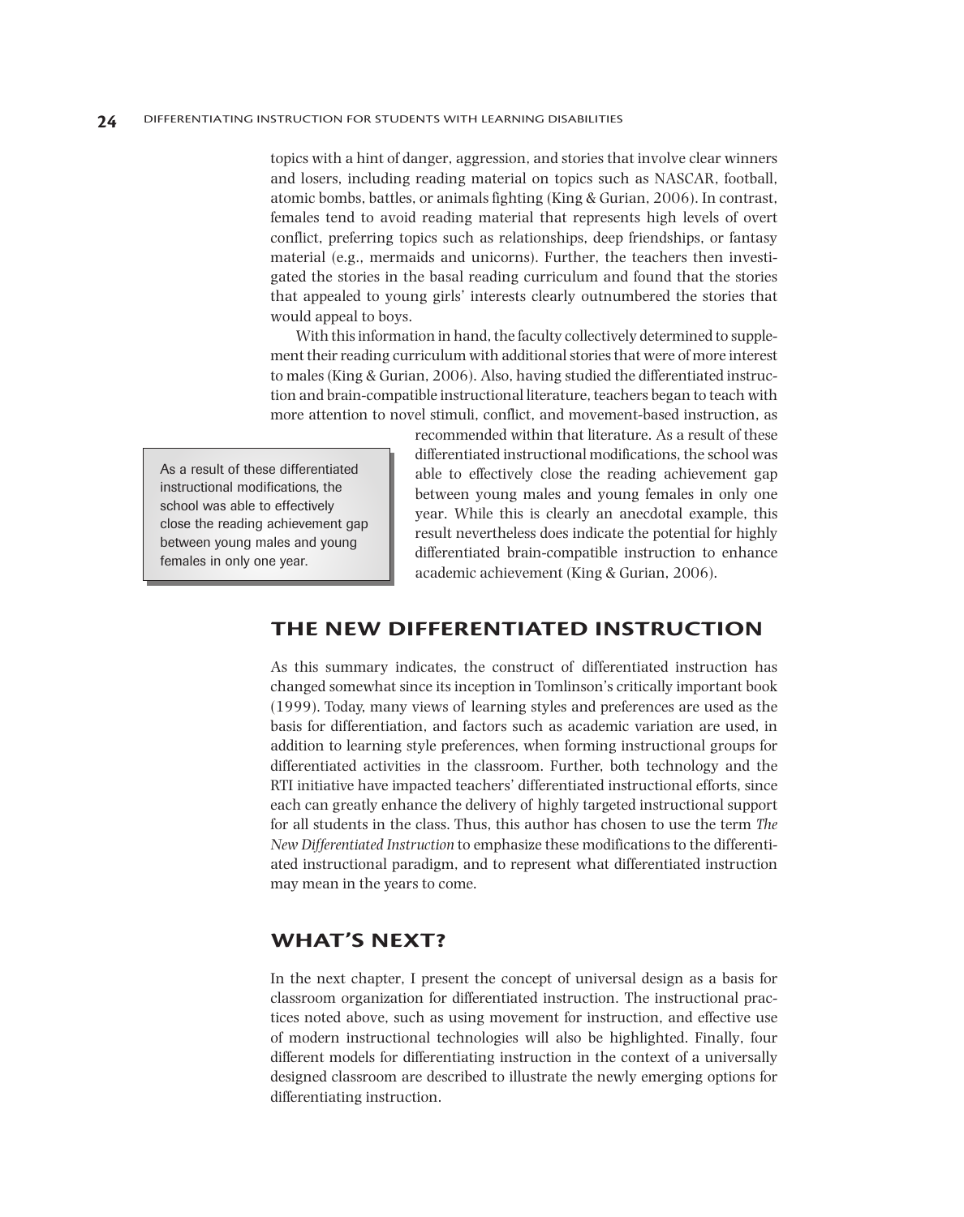topics with a hint of danger, aggression, and stories that involve clear winners and losers, including reading material on topics such as NASCAR, football, atomic bombs, battles, or animals fighting (King & Gurian, 2006). In contrast, females tend to avoid reading material that represents high levels of overt conflict, preferring topics such as relationships, deep friendships, or fantasy material (e.g., mermaids and unicorns). Further, the teachers then investigated the stories in the basal reading curriculum and found that the stories that appealed to young girls' interests clearly outnumbered the stories that would appeal to boys.

With this information in hand, the faculty collectively determined to supplement their reading curriculum with additional stories that were of more interest to males (King & Gurian, 2006). Also, having studied the differentiated instruction and brain-compatible instructional literature, teachers began to teach with more attention to novel stimuli, conflict, and movement-based instruction, as recommended within that literature. As a result of these differentiated instructional modifications, the school was able to effectively close the reading achievement gap between young males and young females in only one year. While this is clearly an anecdotal example, this result nevertheless does indicate the potential for highly differentiated brain-compatible instruction to enhance academic achievement (King & Gurian, 2006).

> As a result of these differentiated instructional modifications, the school was able to effectively close the reading achievement gap between young males and young females in only one year.

## THE NEW DIFFERENTIATED INSTRUCTION

As this summary indicates, the construct of differentiated instruction has changed somewhat since its inception in Tomlinson's critically important book (1999). Today, many views of learning styles and preferences are used as the basis for differentiation, and factors such as academic variation are used, in addition to learning style preferences, when forming instructional groups for differentiated activities in the classroom. Further, both technology and the RTI initiative have impacted teachers' differentiated instructional efforts, since each can greatly enhance the delivery of highly targeted instructional support for all students in the class. Thus, this author has chosen to use the term *The New Differentiated Instruction* to emphasize these modifications to the differentiated instructional paradigm, and to represent what differentiated instruction may mean in the years to come.

## WHAT'S NEXT?

In the next chapter, I present the concept of universal design as a basis for classroom organization for differentiated instruction. The instructional practices noted above, such as using movement for instruction, and effective use of modern instructional technologies will also be highlighted. Finally, four different models for differentiating instruction in the context of a universally designed classroom are described to illustrate the newly emerging options for differentiating instruction.